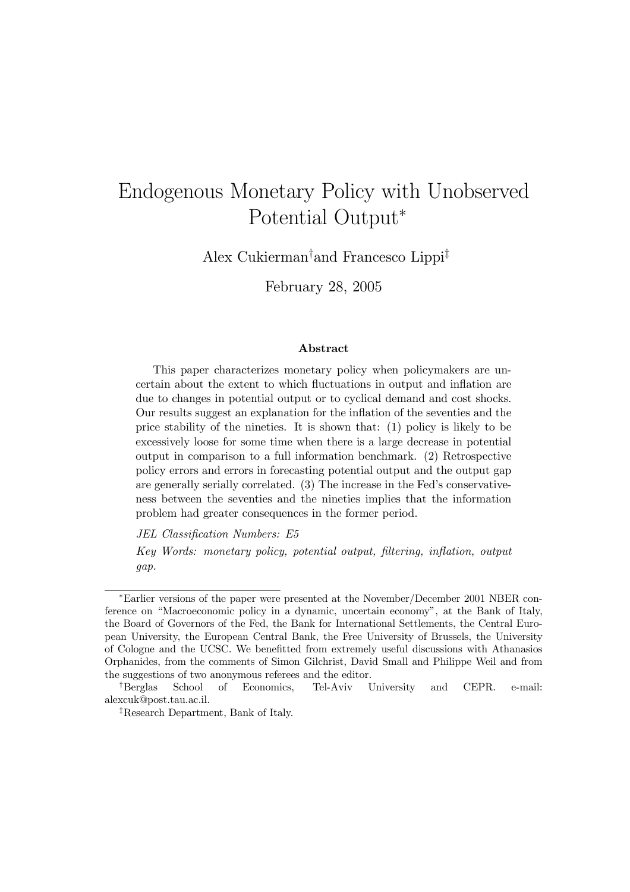# Endogenous Monetary Policy with Unobserved Potential Output*

Alex Cukierman[†] and Francesco Lippi[‡]

February 28, 2005

### Abstract

This paper characterizes monetary policy when policymakers are uncertain about the extent to which fluctuations in output and inflation are due to changes in potential output or to cyclical demand and cost shocks. Our results suggest an explanation for the inflation of the seventies and the price stability of the nineties. It is shown that: (1) policy is likely to be excessively loose for some time when there is a large decrease in potential output in comparison to a full information benchmark. (2) Retrospective policy errors and errors in forecasting potential output and the output gap are generally serially correlated. (3) The increase in the Fed's conservativeness between the seventies and the nineties implies that the information problem had greater consequences in the former period.

*JEL Classification Numbers: E5*

*Key Words: monetary policy, potential output, filtering, inflation, output gap.*

---

*Earlier versions of the paper were presented at the November/December 2001 NBER conference on "Macroeconomic policy in a dynamic, uncertain economy", at the Bank of Italy, the Board of Governors of the Fed, the Bank for International Settlements, the Central European University, the European Central Bank, the Free University of Brussels, the University of Cologne and the UCSC. We benefitted from extremely useful discussions with Athanasios Orphanides, from the comments of Simon Gilchrist, David Small and Philippe Weil and from the suggestions of two anonymous referees and the editor.

†Berglas School of Economics, Tel-Aviv University and CEPR. e-mail: alexcuk@post.tau.ac.il.

‡Research Department, Bank of Italy.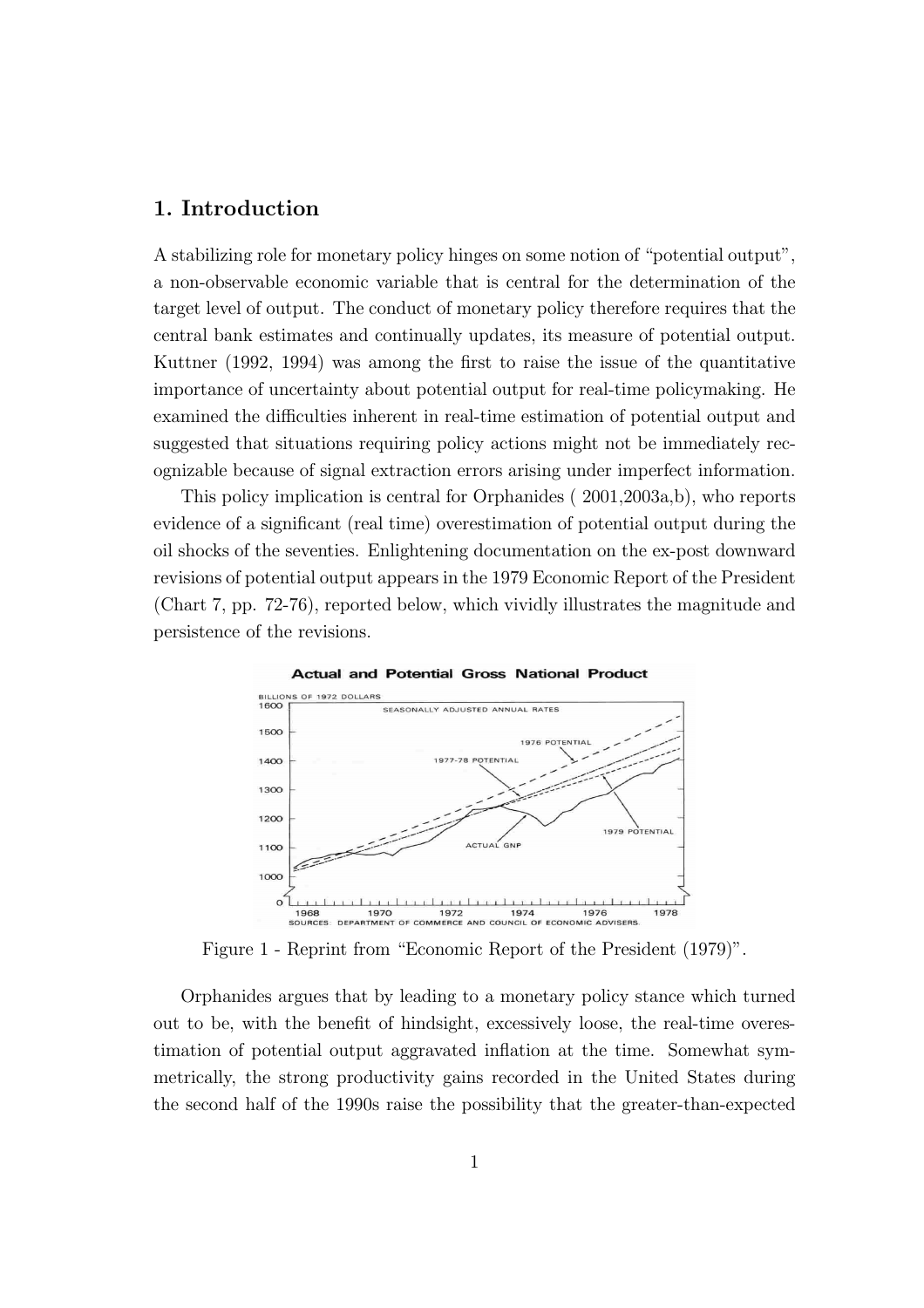## 1. Introduction

A stabilizing role for monetary policy hinges on some notion of "potential output", a non-observable economic variable that is central for the determination of the target level of output. The conduct of monetary policy therefore requires that the central bank estimates and continually updates, its measure of potential output. Kuttner (1992, 1994) was among the first to raise the issue of the quantitative importance of uncertainty about potential output for real-time policymaking. He examined the difficulties inherent in real-time estimation of potential output and suggested that situations requiring policy actions might not be immediately recognizable because of signal extraction errors arising under imperfect information.

This policy implication is central for Orphanides ( 2001,2003a,b), who reports evidence of a significant (real time) overestimation of potential output during the oil shocks of the seventies. Enlightening documentation on the ex-post downward revisions of potential output appears in the 1979 Economic Report of the President (Chart 7, pp. 72-76), reported below, which vividly illustrates the magnitude and persistence of the revisions.

Figure 1 - Reprint from "Economic Report of the President (1979)".

Orphanides argues that by leading to a monetary policy stance which turned out to be, with the benefit of hindsight, excessively loose, the real-time overestimation of potential output aggravated inflation at the time. Somewhat symmetrically, the strong productivity gains recorded in the United States during the second half of the 1990s raise the possibility that the greater-than-expected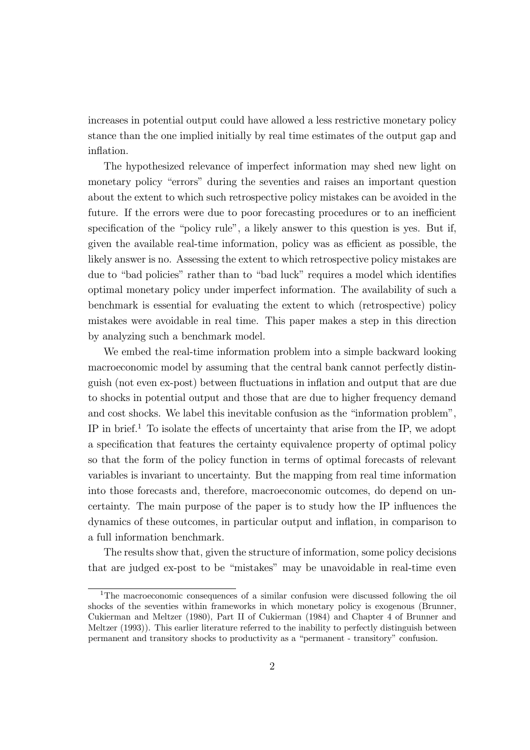increases in potential output could have allowed a less restrictive monetary policy stance than the one implied initially by real time estimates of the output gap and inflation.

The hypothesized relevance of imperfect information may shed new light on monetary policy "errors" during the seventies and raises an important question about the extent to which such retrospective policy mistakes can be avoided in the future. If the errors were due to poor forecasting procedures or to an inefficient specification of the "policy rule", a likely answer to this question is yes. But if, given the available real-time information, policy was as efficient as possible, the likely answer is no. Assessing the extent to which retrospective policy mistakes are due to "bad policies" rather than to "bad luck" requires a model which identifies optimal monetary policy under imperfect information. The availability of such a benchmark is essential for evaluating the extent to which (retrospective) policy mistakes were avoidable in real time. This paper makes a step in this direction by analyzing such a benchmark model.

We embed the real-time information problem into a simple backward looking macroeconomic model by assuming that the central bank cannot perfectly distinguish (not even ex-post) between fluctuations in inflation and output that are due to shocks in potential output and those that are due to higher frequency demand and cost shocks. We label this inevitable confusion as the "information problem", IP in brief.[1] To isolate the effects of uncertainty that arise from the IP, we adopt a specification that features the certainty equivalence property of optimal policy so that the form of the policy function in terms of optimal forecasts of relevant variables is invariant to uncertainty. But the mapping from real time information into those forecasts and, therefore, macroeconomic outcomes, do depend on uncertainty. The main purpose of the paper is to study how the IP influences the dynamics of these outcomes, in particular output and inflation, in comparison to a full information benchmark.

The results show that, given the structure of information, some policy decisions that are judged ex-post to be "mistakes" may be unavoidable in real-time even

[1] The macroeconomic consequences of a similar confusion were discussed following the oil shocks of the seventies within frameworks in which monetary policy is exogenous (Brunner, Cukierman and Meltzer (1980), Part II of Cukierman (1984) and Chapter 4 of Brunner and Meltzer (1993)). This earlier literature referred to the inability to perfectly distinguish between permanent and transitory shocks to productivity as a "permanent - transitory" confusion.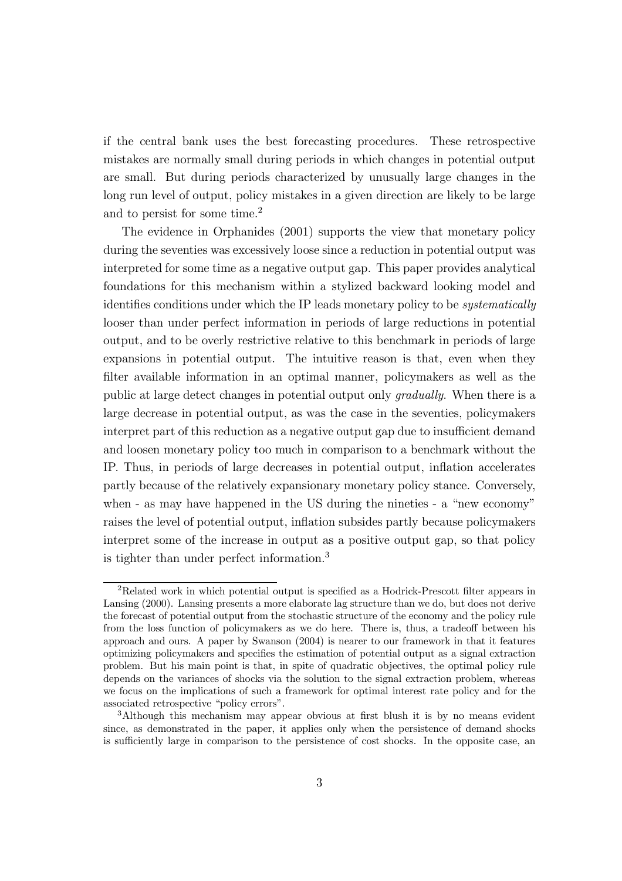if the central bank uses the best forecasting procedures. These retrospective mistakes are normally small during periods in which changes in potential output are small. But during periods characterized by unusually large changes in the long run level of output, policy mistakes in a given direction are likely to be large and to persist for some time.[2]

The evidence in Orphanides (2001) supports the view that monetary policy during the seventies was excessively loose since a reduction in potential output was interpreted for some time as a negative output gap. This paper provides analytical foundations for this mechanism within a stylized backward looking model and identifies conditions under which the IP leads monetary policy to be *systematically* looser than under perfect information in periods of large reductions in potential output, and to be overly restrictive relative to this benchmark in periods of large expansions in potential output. The intuitive reason is that, even when they filter available information in an optimal manner, policymakers as well as the public at large detect changes in potential output only *gradually*. When there is a large decrease in potential output, as was the case in the seventies, policymakers interpret part of this reduction as a negative output gap due to insufficient demand and loosen monetary policy too much in comparison to a benchmark without the IP. Thus, in periods of large decreases in potential output, inflation accelerates partly because of the relatively expansionary monetary policy stance. Conversely, when - as may have happened in the US during the nineties - a "new economy" raises the level of potential output, inflation subsides partly because policymakers interpret some of the increase in output as a positive output gap, so that policy is tighter than under perfect information.[3]

[2] Related work in which potential output is specified as a Hodrick-Prescott filter appears in Lansing (2000). Lansing presents a more elaborate lag structure than we do, but does not derive the forecast of potential output from the stochastic structure of the economy and the policy rule from the loss function of policymakers as we do here. There is, thus, a tradeoff between his approach and ours. A paper by Swanson (2004) is nearer to our framework in that it features optimizing policymakers and specifies the estimation of potential output as a signal extraction problem. But his main point is that, in spite of quadratic objectives, the optimal policy rule depends on the variances of shocks via the solution to the signal extraction problem, whereas we focus on the implications of such a framework for optimal interest rate policy and for the associated retrospective "policy errors".

[3] Although this mechanism may appear obvious at first blush it is by no means evident since, as demonstrated in the paper, it applies only when the persistence of demand shocks is sufficiently large in comparison to the persistence of cost shocks. In the opposite case, an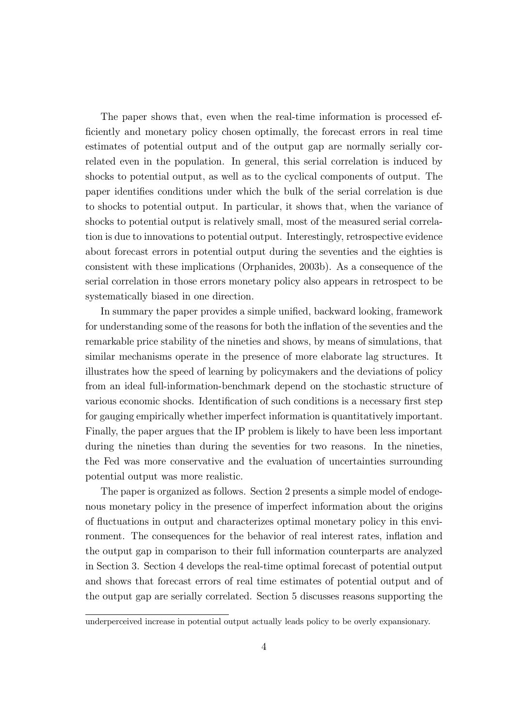The paper shows that, even when the real-time information is processed efficiently and monetary policy chosen optimally, the forecast errors in real time estimates of potential output and of the output gap are normally serially correlated even in the population. In general, this serial correlation is induced by shocks to potential output, as well as to the cyclical components of output. The paper identifies conditions under which the bulk of the serial correlation is due to shocks to potential output. In particular, it shows that, when the variance of shocks to potential output is relatively small, most of the measured serial correlation is due to innovations to potential output. Interestingly, retrospective evidence about forecast errors in potential output during the seventies and the eighties is consistent with these implications (Orphanides, 2003b). As a consequence of the serial correlation in those errors monetary policy also appears in retrospect to be systematically biased in one direction.

In summary the paper provides a simple unified, backward looking, framework for understanding some of the reasons for both the inflation of the seventies and the remarkable price stability of the nineties and shows, by means of simulations, that similar mechanisms operate in the presence of more elaborate lag structures. It illustrates how the speed of learning by policymakers and the deviations of policy from an ideal full-information-benchmark depend on the stochastic structure of various economic shocks. Identification of such conditions is a necessary first step for gauging empirically whether imperfect information is quantitatively important. Finally, the paper argues that the IP problem is likely to have been less important during the nineties than during the seventies for two reasons. In the nineties, the Fed was more conservative and the evaluation of uncertainties surrounding potential output was more realistic.

The paper is organized as follows. Section 2 presents a simple model of endogenous monetary policy in the presence of imperfect information about the origins of fluctuations in output and characterizes optimal monetary policy in this environment. The consequences for the behavior of real interest rates, inflation and the output gap in comparison to their full information counterparts are analyzed in Section 3. Section 4 develops the real-time optimal forecast of potential output and shows that forecast errors of real time estimates of potential output and of the output gap are serially correlated. Section 5 discusses reasons supporting the

underperceived increase in potential output actually leads policy to be overly expansionary.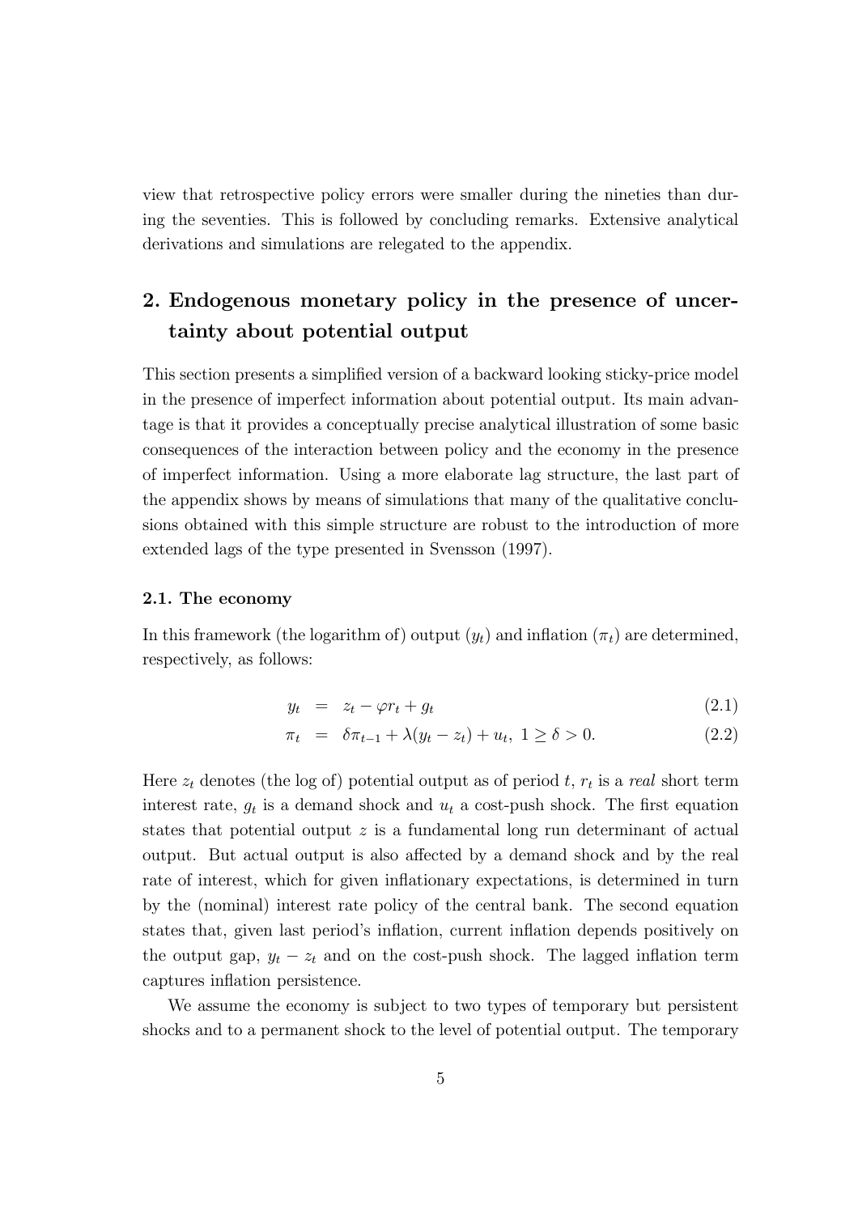view that retrospective policy errors were smaller during the nineties than during the seventies. This is followed by concluding remarks. Extensive analytical derivations and simulations are relegated to the appendix.

## 2. Endogenous monetary policy in the presence of uncertainty about potential output

This section presents a simplified version of a backward looking sticky-price model in the presence of imperfect information about potential output. Its main advantage is that it provides a conceptually precise analytical illustration of some basic consequences of the interaction between policy and the economy in the presence of imperfect information. Using a more elaborate lag structure, the last part of the appendix shows by means of simulations that many of the qualitative conclusions obtained with this simple structure are robust to the introduction of more extended lags of the type presented in Svensson (1997).

### 2.1. The economy

In this framework (the logarithm of) output ($y_t$) and inflation ($\pi_t$) are determined, respectively, as follows:

$$y_t = z_t - \varphi r_t + g_t \tag{2.1}$$

$$\pi_t = \delta \pi_{t-1} + \lambda (y_t - z_t) + u_t, \; 1 \geq \delta > 0. \tag{2.2}$$

Here $z_t$ denotes (the log of) potential output as of period $t$, $r_t$ is a *real* short term interest rate, $g_t$ is a demand shock and $u_t$ a cost-push shock. The first equation states that potential output $z$ is a fundamental long run determinant of actual output. But actual output is also affected by a demand shock and by the real rate of interest, which for given inflationary expectations, is determined in turn by the (nominal) interest rate policy of the central bank. The second equation states that, given last period's inflation, current inflation depends positively on the output gap, $y_t - z_t$ and on the cost-push shock. The lagged inflation term captures inflation persistence.

We assume the economy is subject to two types of temporary but persistent shocks and to a permanent shock to the level of potential output. The temporary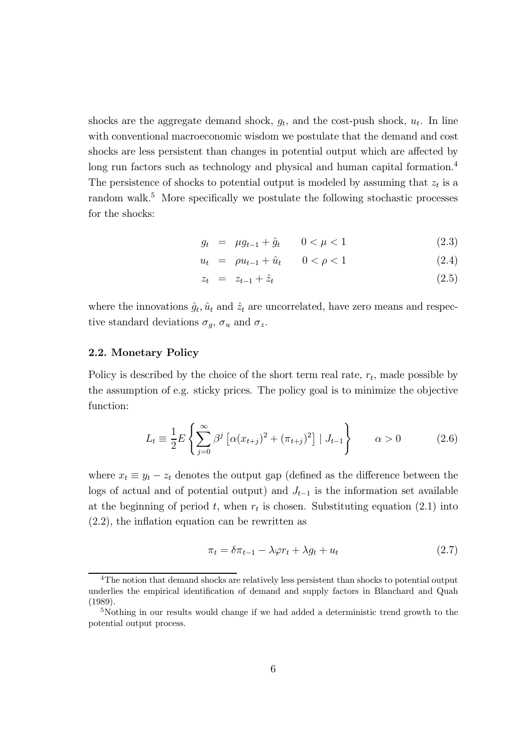shocks are the aggregate demand shock, $g_t$, and the cost-push shock, $u_t$. In line with conventional macroeconomic wisdom we postulate that the demand and cost shocks are less persistent than changes in potential output which are affected by long run factors such as technology and physical and human capital formation.[4] The persistence of shocks to potential output is modeled by assuming that $z_t$ is a random walk.[5] More specifically we postulate the following stochastic processes for the shocks:

$$
\begin{aligned}
g_t &= \mu g_{t-1} + \hat{g}_t \qquad 0 < \mu < 1 &(2.3)\\
u_t &= \rho u_{t-1} + \hat{u}_t \qquad 0 < \rho < 1 &(2.4)\\
z_t &= z_{t-1} + \hat{z}_t &(2.5)
\end{aligned}
$$

where the innovations $\hat{g}_t$, $\hat{u}_t$ and $\hat{z}_t$ are uncorrelated, have zero means and respective standard deviations $\sigma_g$, $\sigma_u$ and $\sigma_z$.

### 2.2. Monetary Policy

Policy is described by the choice of the short term real rate, $r_t$, made possible by the assumption of e.g. sticky prices. The policy goal is to minimize the objective function:

$$
L_t \equiv \frac{1}{2} E\left\{ \sum_{j=0}^{\infty} \beta^j \left[ \alpha (x_{t+j})^2 + (\pi_{t+j})^2 \right] \mid J_{t-1} \right\} \qquad \alpha > 0 \tag{2.6}
$$

where $x_t \equiv y_t - z_t$ denotes the output gap (defined as the difference between the logs of actual and of potential output) and $J_{t-1}$ is the information set available at the beginning of period $t$, when $r_t$ is chosen. Substituting equation (2.1) into (2.2), the inflation equation can be rewritten as

$$
\pi_t = \delta \pi_{t-1} - \lambda \varphi r_t + \lambda g_t + u_t \tag{2.7}
$$

[4] The notion that demand shocks are relatively less persistent than shocks to potential output underlies the empirical identification of demand and supply factors in Blanchard and Quah (1989).

[5] Nothing in our results would change if we had added a deterministic trend growth to the potential output process.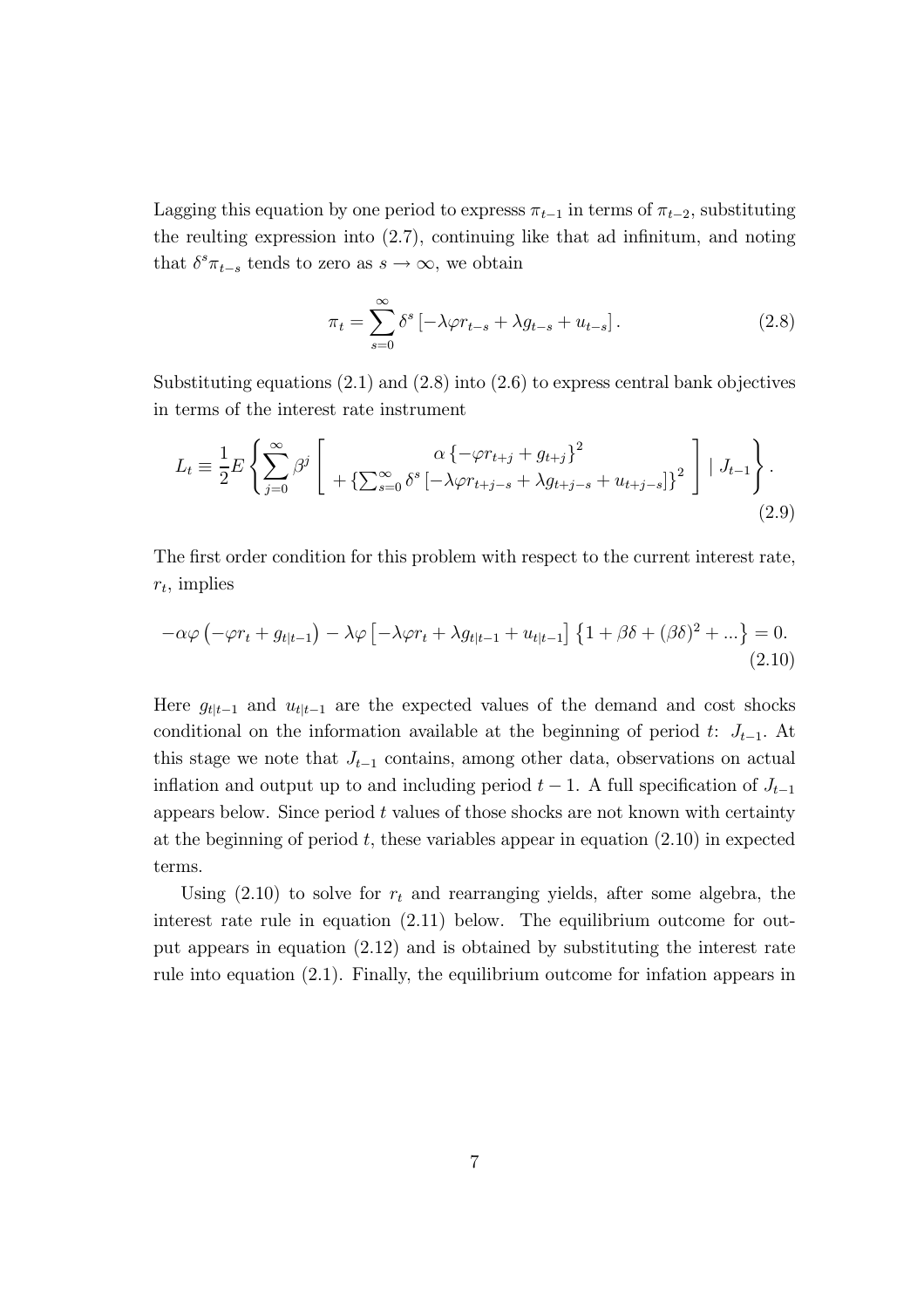Lagging this equation by one period to expresss $\pi_{t-1}$ in terms of $\pi_{t-2}$, substituting the reulting expression into (2.7), continuing like that ad infinitum, and noting that $\delta^s \pi_{t-s}$ tends to zero as $s \rightarrow \infty$, we obtain

$$\pi_t = \sum_{s=0}^{\infty} \delta^s \left[ -\lambda \varphi r_{t-s} + \lambda g_{t-s} + u_{t-s} \right]. \tag{2.8}$$

Substituting equations (2.1) and (2.8) into (2.6) to express central bank objectives in terms of the interest rate instrument

$$L_t \equiv \frac{1}{2} E \left\{ \sum_{j=0}^{\infty} \beta^j \left[ \begin{array}{c} \alpha \left\{ -\varphi r_{t+j} + g_{t+j} \right\}^2 \\ + \left\{ \sum_{s=0}^{\infty} \delta^s \left[ -\lambda \varphi r_{t+j-s} + \lambda g_{t+j-s} + u_{t+j-s} \right] \right\}^2 \end{array} \right] \mid J_{t-1} \right\}. \tag{2.9}$$

The first order condition for this problem with respect to the current interest rate, $r_t$, implies

$$-\alpha \varphi \left( -\varphi r_t + g_{t|t-1} \right) - \lambda \varphi \left[ -\lambda \varphi r_t + \lambda g_{t|t-1} + u_{t|t-1} \right] \left\{ 1 + \beta \delta + (\beta \delta)^2 + ... \right\} = 0. \tag{2.10}$$

Here $g_{t|t-1}$ and $u_{t|t-1}$ are the expected values of the demand and cost shocks conditional on the information available at the beginning of period $t$: $J_{t-1}$. At this stage we note that $J_{t-1}$ contains, among other data, observations on actual inflation and output up to and including period $t-1$. A full specification of $J_{t-1}$ appears below. Since period $t$ values of those shocks are not known with certainty at the beginning of period $t$, these variables appear in equation (2.10) in expected terms.

Using (2.10) to solve for $r_t$ and rearranging yields, after some algebra, the interest rate rule in equation (2.11) below. The equilibrium outcome for output appears in equation (2.12) and is obtained by substituting the interest rate rule into equation (2.1). Finally, the equilibrium outcome for infation appears in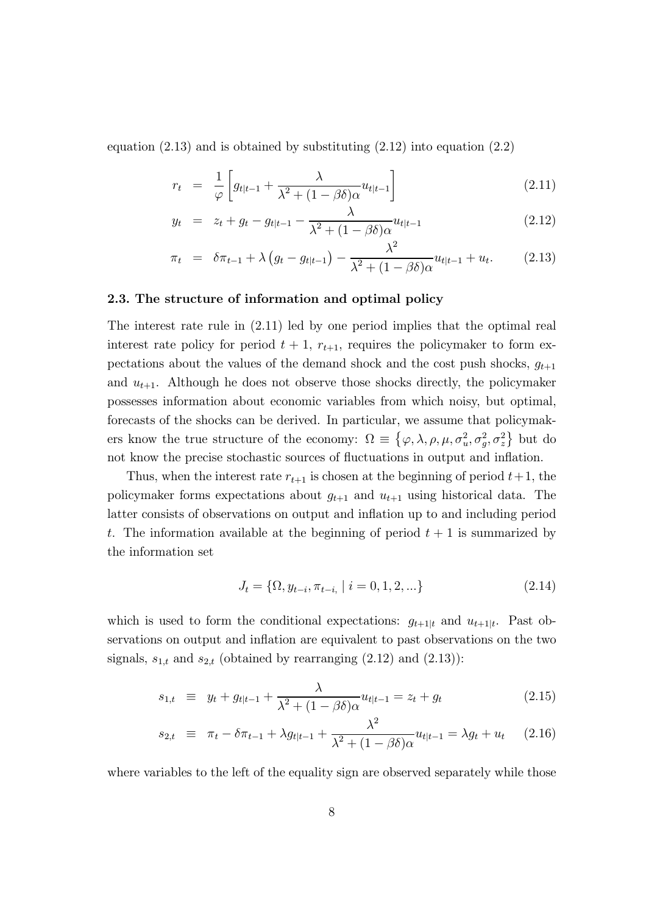equation (2.13) and is obtained by substituting (2.12) into equation (2.2)

$$r_t = \frac{1}{\varphi}\left[g_{t|t-1} + \frac{\lambda}{\lambda^2 + (1-\beta\delta)\alpha}u_{t|t-1}\right] \tag{2.11}$$

$$y_t = z_t + g_t - g_{t|t-1} - \frac{\lambda}{\lambda^2 + (1-\beta\delta)\alpha}u_{t|t-1} \tag{2.12}$$

$$\pi_t = \delta\pi_{t-1} + \lambda\left(g_t - g_{t|t-1}\right) - \frac{\lambda^2}{\lambda^2 + (1-\beta\delta)\alpha}u_{t|t-1} + u_t. \tag{2.13}$$

### 2.3. The structure of information and optimal policy

The interest rate rule in (2.11) led by one period implies that the optimal real interest rate policy for period $t+1$, $r_{t+1}$, requires the policymaker to form expectations about the values of the demand shock and the cost push shocks, $g_{t+1}$ and $u_{t+1}$. Although he does not observe those shocks directly, the policymaker possesses information about economic variables from which noisy, but optimal, forecasts of the shocks can be derived. In particular, we assume that policymakers know the true structure of the economy: $\Omega \equiv \left\{\varphi, \lambda, \rho, \mu, \sigma_u^2, \sigma_g^2, \sigma_z^2\right\}$ but do not know the precise stochastic sources of fluctuations in output and inflation.

Thus, when the interest rate $r_{t+1}$ is chosen at the beginning of period $t+1$, the policymaker forms expectations about $g_{t+1}$ and $u_{t+1}$ using historical data. The latter consists of observations on output and inflation up to and including period $t$. The information available at the beginning of period $t+1$ is summarized by the information set

$$J_t = \{\Omega, y_{t-i}, \pi_{t-i,} \mid i = 0, 1, 2, ...\} \tag{2.14}$$

which is used to form the conditional expectations: $g_{t+1|t}$ and $u_{t+1|t}$. Past observations on output and inflation are equivalent to past observations on the two signals, $s_{1,t}$ and $s_{2,t}$ (obtained by rearranging (2.12) and (2.13)):

$$s_{1,t} \equiv y_t + g_{t|t-1} + \frac{\lambda}{\lambda^2 + (1-\beta\delta)\alpha}u_{t|t-1} = z_t + g_t \tag{2.15}$$

$$s_{2,t} \equiv \pi_t - \delta\pi_{t-1} + \lambda g_{t|t-1} + \frac{\lambda^2}{\lambda^2 + (1-\beta\delta)\alpha}u_{t|t-1} = \lambda g_t + u_t \tag{2.16}$$

where variables to the left of the equality sign are observed separately while those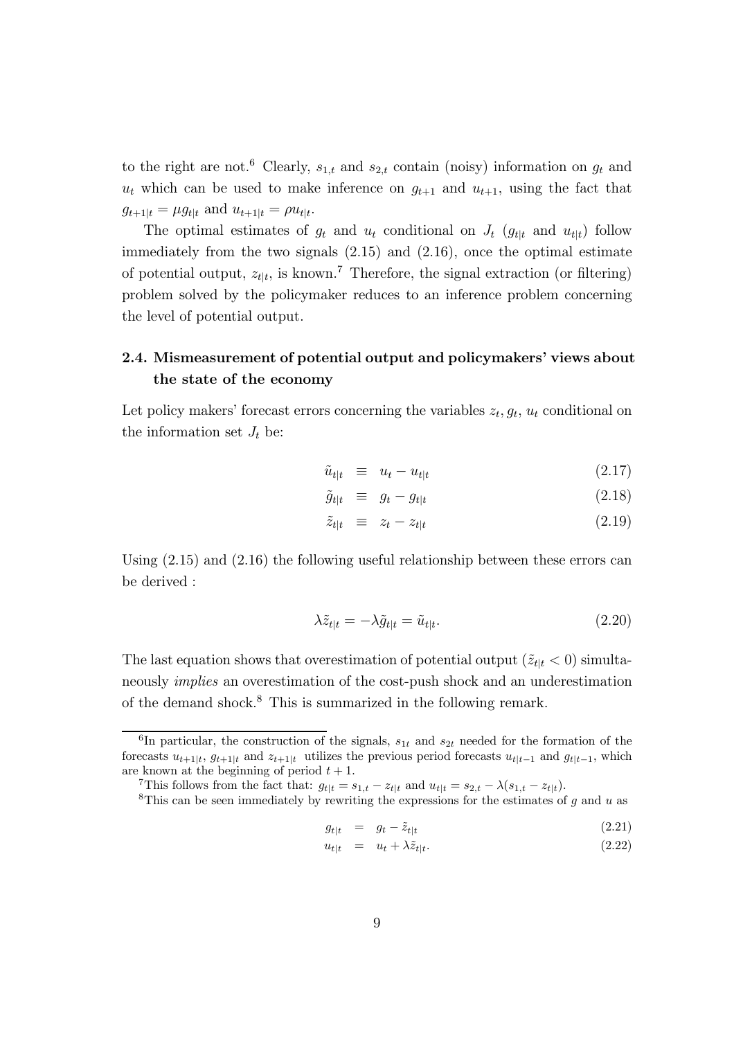to the right are not.[6] Clearly, $s_{1,t}$ and $s_{2,t}$ contain (noisy) information on $g_t$ and $u_t$ which can be used to make inference on $g_{t+1}$ and $u_{t+1}$, using the fact that $g_{t+1|t} = \mu g_{t|t}$ and $u_{t+1|t} = \rho u_{t|t}$.

The optimal estimates of $g_t$ and $u_t$ conditional on $J_t$ ($g_{t|t}$ and $u_{t|t}$) follow immediately from the two signals (2.15) and (2.16), once the optimal estimate of potential output, $z_{t|t}$, is known.[7] Therefore, the signal extraction (or filtering) problem solved by the policymaker reduces to an inference problem concerning the level of potential output.

### 2.4. Mismeasurement of potential output and policymakers' views about the state of the economy

Let policy makers' forecast errors concerning the variables $z_t, g_t, u_t$ conditional on the information set $J_t$ be:

$$\tilde{u}_{t|t} \equiv u_t - u_{t|t} \tag{2.17}$$

$$\tilde{g}_{t|t} \equiv g_t - g_{t|t} \tag{2.18}$$

$$\tilde{z}_{t|t} \equiv z_t - z_{t|t} \tag{2.19}$$

Using (2.15) and (2.16) the following useful relationship between these errors can be derived :

$$\lambda \tilde{z}_{t|t} = -\lambda \tilde{g}_{t|t} = \tilde{u}_{t|t}. \tag{2.20}$$

The last equation shows that overestimation of potential output ($\tilde{z}_{t|t} < 0$) simultaneously *implies* an overestimation of the cost-push shock and an underestimation of the demand shock.[8] This is summarized in the following remark.

---

[6] In particular, the construction of the signals, $s_{1t}$ and $s_{2t}$ needed for the formation of the forecasts $u_{t+1|t}$, $g_{t+1|t}$ and $z_{t+1|t}$ utilizes the previous period forecasts $u_{t|t-1}$ and $g_{t|t-1}$, which are known at the beginning of period $t+1$.

[7] This follows from the fact that: $g_{t|t} = s_{1,t} - z_{t|t}$ and $u_{t|t} = s_{2,t} - \lambda(s_{1,t} - z_{t|t})$.

[8] This can be seen immediately by rewriting the expressions for the estimates of $g$ and $u$ as

$$g_{t|t} = g_t - \tilde{z}_{t|t} \tag{2.21}$$

$$u_{t|t} = u_t + \lambda \tilde{z}_{t|t}. \tag{2.22}$$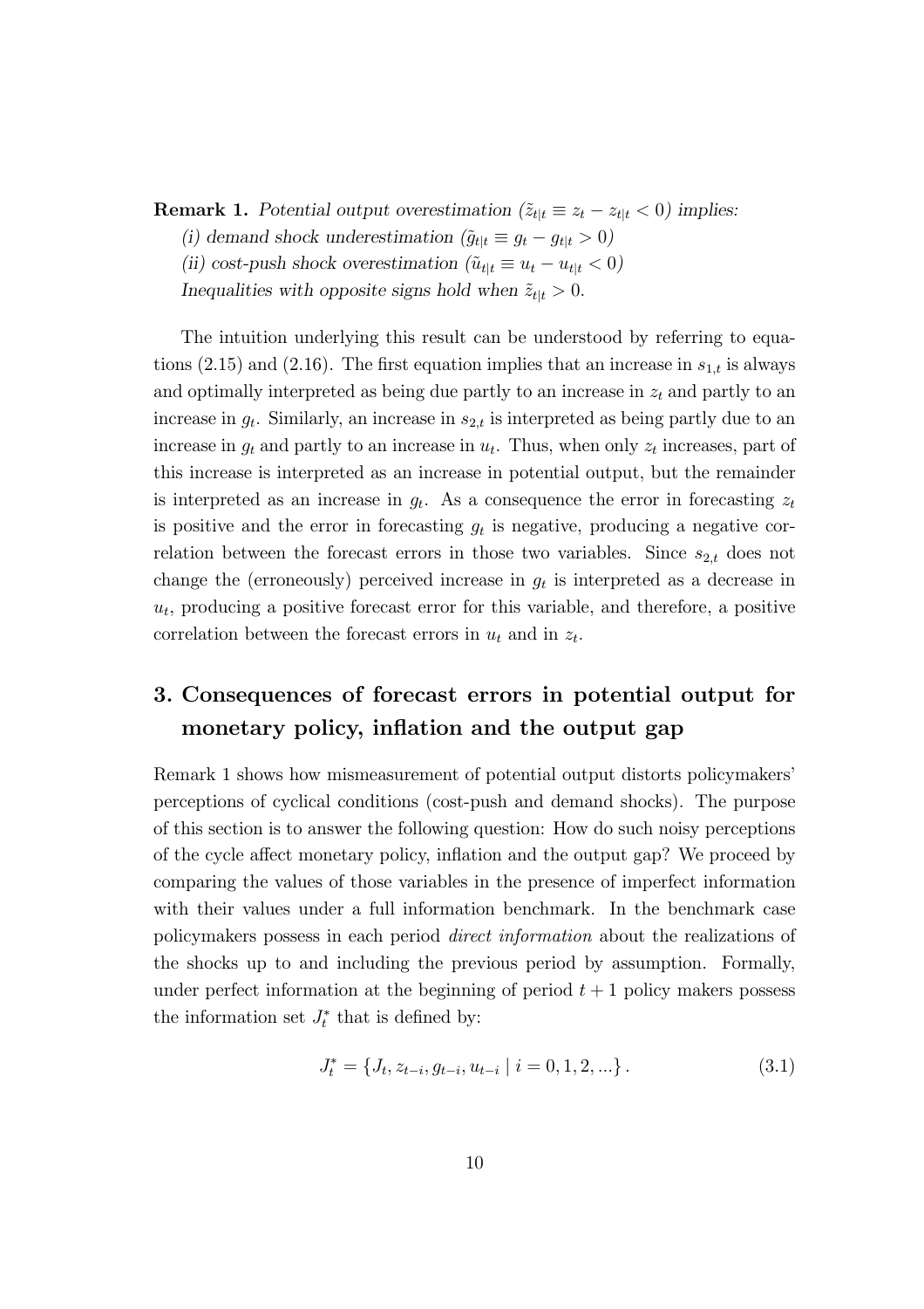**Remark 1.** *Potential output overestimation ($\tilde{z}_{t|t} \equiv z_t - z_{t|t} < 0$) implies:*

*(i) demand shock underestimation ($\tilde{g}_{t|t} \equiv g_t - g_{t|t} > 0$)*

*(ii) cost-push shock overestimation ($\tilde{u}_{t|t} \equiv u_t - u_{t|t} < 0$)*

*Inequalities with opposite signs hold when $\tilde{z}_{t|t} > 0$.*

The intuition underlying this result can be understood by referring to equations (2.15) and (2.16). The first equation implies that an increase in $s_{1,t}$ is always and optimally interpreted as being due partly to an increase in $z_t$ and partly to an increase in $g_t$. Similarly, an increase in $s_{2,t}$ is interpreted as being partly due to an increase in $g_t$ and partly to an increase in $u_t$. Thus, when only $z_t$ increases, part of this increase is interpreted as an increase in potential output, but the remainder is interpreted as an increase in $g_t$. As a consequence the error in forecasting $z_t$ is positive and the error in forecasting $g_t$ is negative, producing a negative correlation between the forecast errors in those two variables. Since $s_{2,t}$ does not change the (erroneously) perceived increase in $g_t$ is interpreted as a decrease in $u_t$, producing a positive forecast error for this variable, and therefore, a positive correlation between the forecast errors in $u_t$ and in $z_t$.

## 3. Consequences of forecast errors in potential output for monetary policy, inflation and the output gap

Remark 1 shows how mismeasurement of potential output distorts policymakers' perceptions of cyclical conditions (cost-push and demand shocks). The purpose of this section is to answer the following question: How do such noisy perceptions of the cycle affect monetary policy, inflation and the output gap? We proceed by comparing the values of those variables in the presence of imperfect information with their values under a full information benchmark. In the benchmark case policymakers possess in each period *direct information* about the realizations of the shocks up to and including the previous period by assumption. Formally, under perfect information at the beginning of period $t+1$ policy makers possess the information set $J_t^*$ that is defined by:

$$J_t^* = \{J_t, z_{t-i}, g_{t-i}, u_{t-i} \mid i = 0, 1, 2, ...\}. \tag{3.1}$$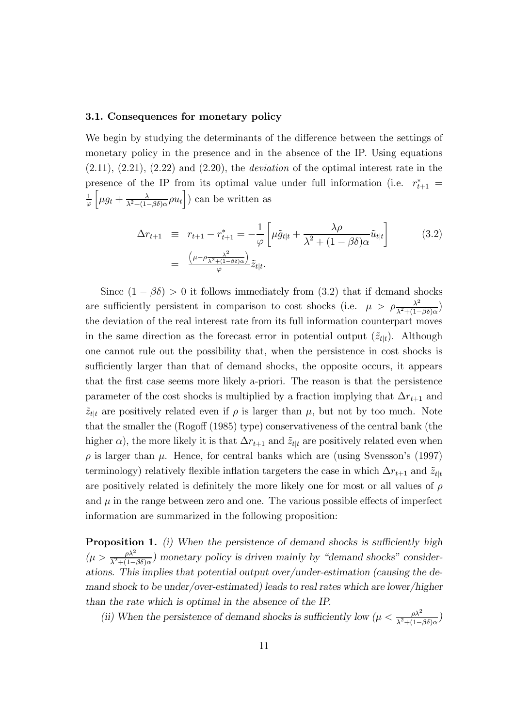### 3.1. Consequences for monetary policy

We begin by studying the determinants of the difference between the settings of monetary policy in the presence and in the absence of the IP. Using equations (2.11), (2.21), (2.22) and (2.20), the *deviation* of the optimal interest rate in the presence of the IP from its optimal value under full information (i.e. $r^*_{t+1} = \frac{1}{\varphi}\left[\mu g_t + \frac{\lambda}{\lambda^2+(1-\beta\delta)\alpha}\rho u_t\right]$) can be written as

$$\begin{aligned} \Delta r_{t+1} &\equiv r_{t+1} - r^*_{t+1} = -\frac{1}{\varphi}\left[\mu \tilde{g}_{t|t} + \frac{\lambda\rho}{\lambda^2+(1-\beta\delta)\alpha}\tilde{u}_{t|t}\right] \\ &= \frac{\left(\mu - \rho\frac{\lambda^2}{\lambda^2+(1-\beta\delta)\alpha}\right)}{\varphi}\tilde{z}_{t|t}. \end{aligned} \tag{3.2}$$

Since $(1-\beta\delta) > 0$ it follows immediately from (3.2) that if demand shocks are sufficiently persistent in comparison to cost shocks (i.e. $\mu > \rho\frac{\lambda^2}{\lambda^2+(1-\beta\delta)\alpha}$) the deviation of the real interest rate from its full information counterpart moves in the same direction as the forecast error in potential output ($\tilde{z}_{t|t}$). Although one cannot rule out the possibility that, when the persistence in cost shocks is sufficiently larger than that of demand shocks, the opposite occurs, it appears that the first case seems more likely a-priori. The reason is that the persistence parameter of the cost shocks is multiplied by a fraction implying that $\Delta r_{t+1}$ and $\tilde{z}_{t|t}$ are positively related even if $\rho$ is larger than $\mu$, but not by too much. Note that the smaller the (Rogoff (1985) type) conservativeness of the central bank (the higher $\alpha$), the more likely it is that $\Delta r_{t+1}$ and $\tilde{z}_{t|t}$ are positively related even when $\rho$ is larger than $\mu$. Hence, for central banks which are (using Svensson's (1997) terminology) relatively flexible inflation targeters the case in which $\Delta r_{t+1}$ and $\tilde{z}_{t|t}$ are positively related is definitely the more likely one for most or all values of $\rho$ and $\mu$ in the range between zero and one. The various possible effects of imperfect information are summarized in the following proposition:

**Proposition 1.** *(i) When the persistence of demand shocks is sufficiently high ($\mu > \frac{\rho\lambda^2}{\lambda^2+(1-\beta\delta)\alpha}$) monetary policy is driven mainly by "demand shocks" considerations. This implies that potential output over/under-estimation (causing the demand shock to be under/over-estimated) leads to real rates which are lower/higher than the rate which is optimal in the absence of the IP.*

*(ii) When the persistence of demand shocks is sufficiently low ($\mu < \frac{\rho\lambda^2}{\lambda^2+(1-\beta\delta)\alpha}$)*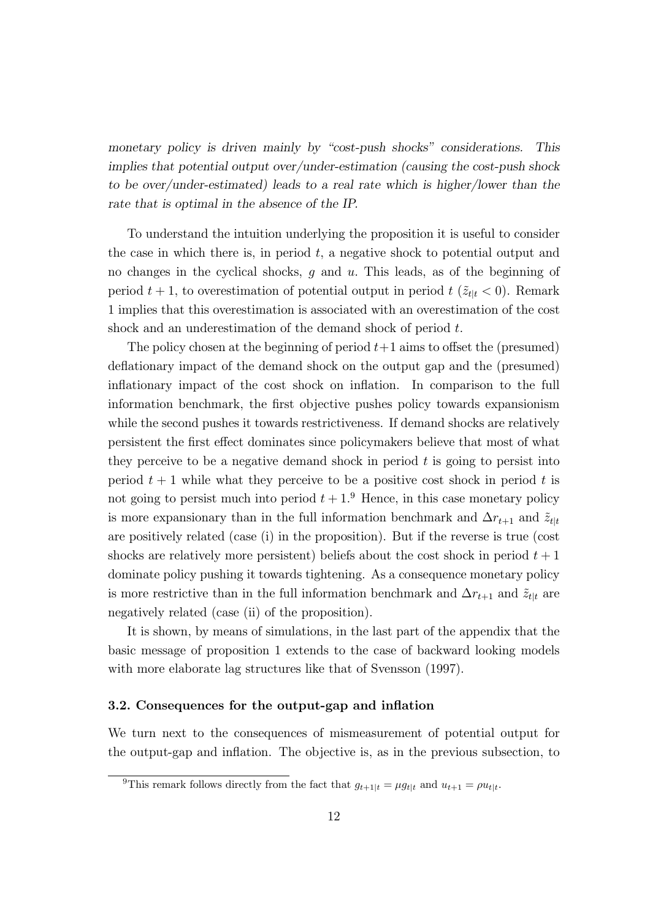*monetary policy is driven mainly by "cost-push shocks" considerations. This implies that potential output over/under-estimation (causing the cost-push shock to be over/under-estimated) leads to a real rate which is higher/lower than the rate that is optimal in the absence of the IP.*

To understand the intuition underlying the proposition it is useful to consider the case in which there is, in period $t$, a negative shock to potential output and no changes in the cyclical shocks, $g$ and $u$. This leads, as of the beginning of period $t+1$, to overestimation of potential output in period $t$ ($\tilde{z}_{t|t} < 0$). Remark 1 implies that this overestimation is associated with an overestimation of the cost shock and an underestimation of the demand shock of period $t$.

The policy chosen at the beginning of period $t+1$ aims to offset the (presumed) deflationary impact of the demand shock on the output gap and the (presumed) inflationary impact of the cost shock on inflation. In comparison to the full information benchmark, the first objective pushes policy towards expansionism while the second pushes it towards restrictiveness. If demand shocks are relatively persistent the first effect dominates since policymakers believe that most of what they perceive to be a negative demand shock in period $t$ is going to persist into period $t+1$ while what they perceive to be a positive cost shock in period $t$ is not going to persist much into period $t+1$.[9] Hence, in this case monetary policy is more expansionary than in the full information benchmark and $\Delta r_{t+1}$ and $\tilde{z}_{t|t}$ are positively related (case (i) in the proposition). But if the reverse is true (cost shocks are relatively more persistent) beliefs about the cost shock in period $t+1$ dominate policy pushing it towards tightening. As a consequence monetary policy is more restrictive than in the full information benchmark and $\Delta r_{t+1}$ and $\tilde{z}_{t|t}$ are negatively related (case (ii) of the proposition).

It is shown, by means of simulations, in the last part of the appendix that the basic message of proposition 1 extends to the case of backward looking models with more elaborate lag structures like that of Svensson (1997).

### 3.2. Consequences for the output-gap and inflation

We turn next to the consequences of mismeasurement of potential output for the output-gap and inflation. The objective is, as in the previous subsection, to

[9] This remark follows directly from the fact that $g_{t+1|t} = \mu g_{t|t}$ and $u_{t+1} = \rho u_{t|t}$.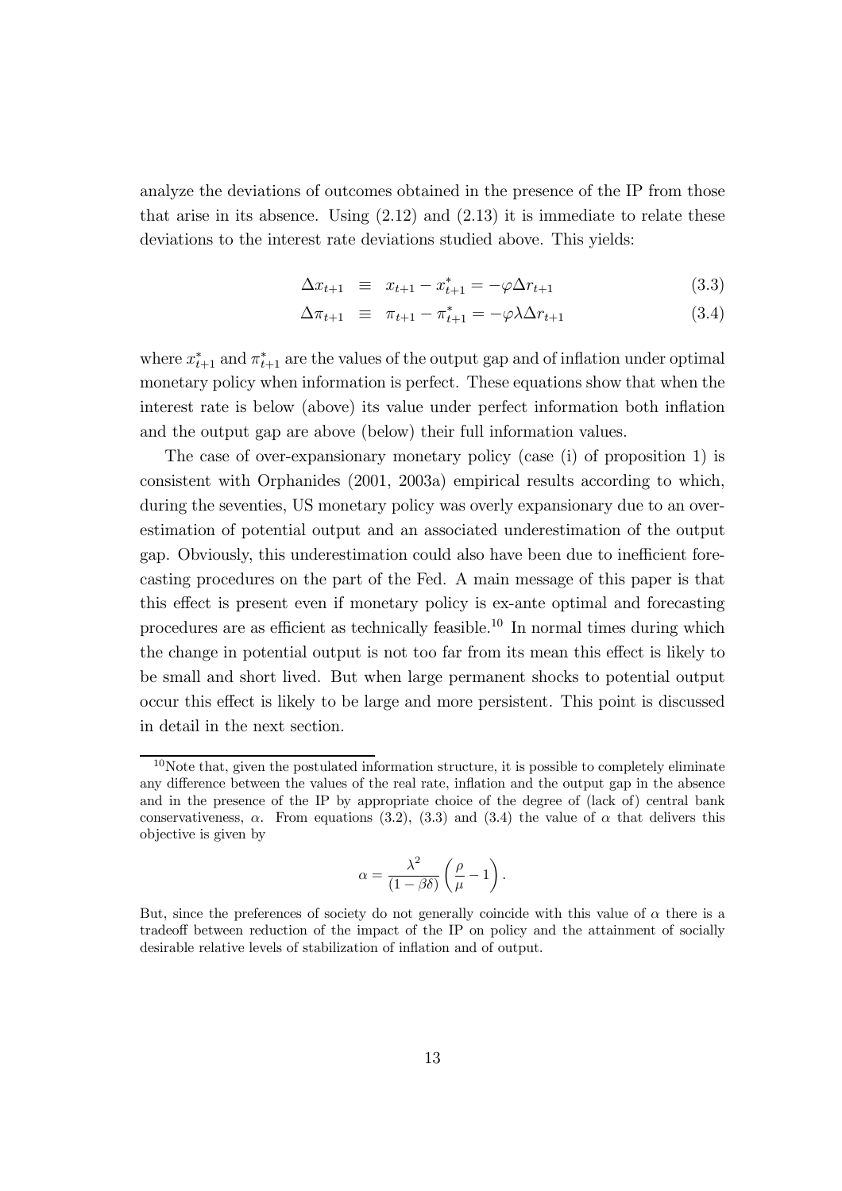analyze the deviations of outcomes obtained in the presence of the IP from those that arise in its absence. Using (2.12) and (2.13) it is immediate to relate these deviations to the interest rate deviations studied above. This yields:

$$\Delta x_{t+1} \equiv x_{t+1} - x^*_{t+1} = -\varphi \Delta r_{t+1} \tag{3.3}$$

$$\Delta \pi_{t+1} \equiv \pi_{t+1} - \pi^*_{t+1} = -\varphi \lambda \Delta r_{t+1} \tag{3.4}$$

where $x^*_{t+1}$ and $\pi^*_{t+1}$ are the values of the output gap and of inflation under optimal monetary policy when information is perfect. These equations show that when the interest rate is below (above) its value under perfect information both inflation and the output gap are above (below) their full information values.

The case of over-expansionary monetary policy (case (i) of proposition 1) is consistent with Orphanides (2001, 2003a) empirical results according to which, during the seventies, US monetary policy was overly expansionary due to an over-estimation of potential output and an associated underestimation of the output gap. Obviously, this underestimation could also have been due to inefficient forecasting procedures on the part of the Fed. A main message of this paper is that this effect is present even if monetary policy is ex-ante optimal and forecasting procedures are as efficient as technically feasible.[10] In normal times during which the change in potential output is not too far from its mean this effect is likely to be small and short lived. But when large permanent shocks to potential output occur this effect is likely to be large and more persistent. This point is discussed in detail in the next section.

---

[10] Note that, given the postulated information structure, it is possible to completely eliminate any difference between the values of the real rate, inflation and the output gap in the absence and in the presence of the IP by appropriate choice of the degree of (lack of) central bank conservativeness, $\alpha$. From equations (3.2), (3.3) and (3.4) the value of $\alpha$ that delivers this objective is given by

$$\alpha = \frac{\lambda^2}{(1-\beta\delta)} \left( \frac{\rho}{\mu} - 1 \right).$$

But, since the preferences of society do not generally coincide with this value of $\alpha$ there is a tradeoff between reduction of the impact of the IP on policy and the attainment of socially desirable relative levels of stabilization of inflation and of output.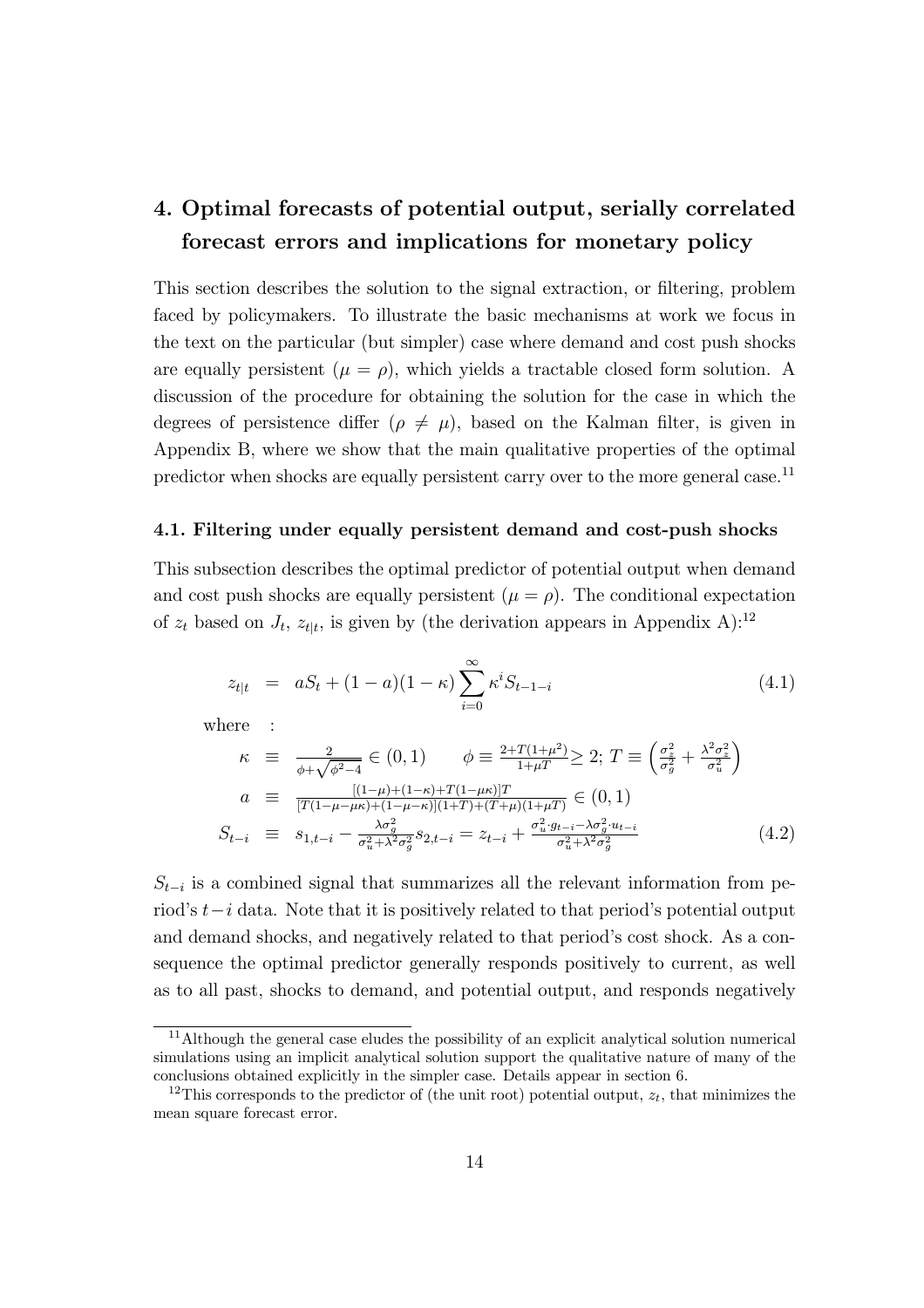## 4. Optimal forecasts of potential output, serially correlated forecast errors and implications for monetary policy

This section describes the solution to the signal extraction, or filtering, problem faced by policymakers. To illustrate the basic mechanisms at work we focus in the text on the particular (but simpler) case where demand and cost push shocks are equally persistent ($\mu = \rho$), which yields a tractable closed form solution. A discussion of the procedure for obtaining the solution for the case in which the degrees of persistence differ ($\rho \neq \mu$), based on the Kalman filter, is given in Appendix B, where we show that the main qualitative properties of the optimal predictor when shocks are equally persistent carry over to the more general case.[11]

### 4.1. Filtering under equally persistent demand and cost-push shocks

This subsection describes the optimal predictor of potential output when demand and cost push shocks are equally persistent ($\mu = \rho$). The conditional expectation of $z_t$ based on $J_t$, $z_{t|t}$, is given by (the derivation appears in Appendix A):[12]

$$z_{t|t} = aS_t + (1-a)(1-\kappa)\sum_{i=0}^{\infty}\kappa^i S_{t-1-i} \tag{4.1}$$

where :

$$\kappa \equiv \frac{2}{\phi+\sqrt{\phi^2-4}} \in (0,1) \qquad \phi \equiv \frac{2+T(1+\mu^2)}{1+\mu T} \geq 2;\ T \equiv \left(\frac{\sigma_z^2}{\sigma_g^2}+\frac{\lambda^2\sigma_z^2}{\sigma_u^2}\right)$$

$$a \equiv \frac{[(1-\mu)+(1-\kappa)+T(1-\mu\kappa)]T}{[T(1-\mu-\mu\kappa)+(1-\mu-\kappa)](1+T)+(T+\mu)(1+\mu T)} \in (0,1)$$

$$S_{t-i} \equiv s_{1,t-i} - \frac{\lambda\sigma_g^2}{\sigma_u^2+\lambda^2\sigma_g^2}s_{2,t-i} = z_{t-i} + \frac{\sigma_u^2 \cdot g_{t-i} - \lambda\sigma_g^2 \cdot u_{t-i}}{\sigma_u^2+\lambda^2\sigma_g^2} \tag{4.2}$$

$S_{t-i}$ is a combined signal that summarizes all the relevant information from period's $t-i$ data. Note that it is positively related to that period's potential output and demand shocks, and negatively related to that period's cost shock. As a consequence the optimal predictor generally responds positively to current, as well as to all past, shocks to demand, and potential output, and responds negatively

[11] Although the general case eludes the possibility of an explicit analytical solution numerical simulations using an implicit analytical solution support the qualitative nature of many of the conclusions obtained explicitly in the simpler case. Details appear in section 6.

[12] This corresponds to the predictor of (the unit root) potential output, $z_t$, that minimizes the mean square forecast error.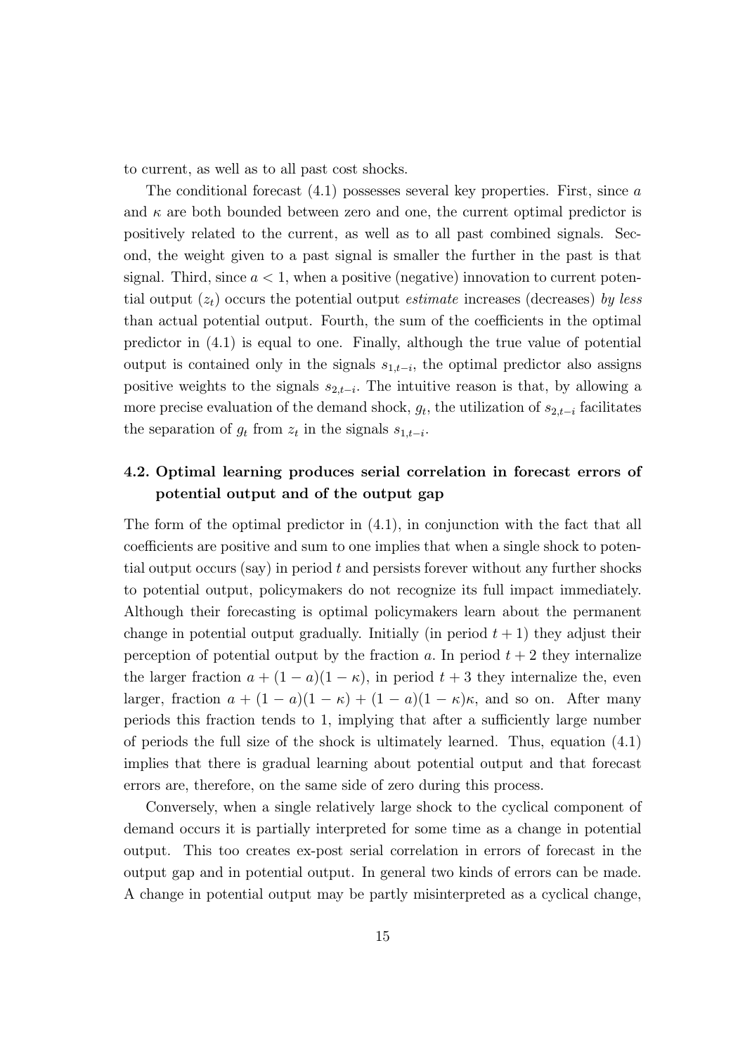to current, as well as to all past cost shocks.

The conditional forecast (4.1) possesses several key properties. First, since $a$ and $\kappa$ are both bounded between zero and one, the current optimal predictor is positively related to the current, as well as to all past combined signals. Second, the weight given to a past signal is smaller the further in the past is that signal. Third, since $a < 1$, when a positive (negative) innovation to current potential output ($z_t$) occurs the potential output *estimate* increases (decreases) *by less* than actual potential output. Fourth, the sum of the coefficients in the optimal predictor in (4.1) is equal to one. Finally, although the true value of potential output is contained only in the signals $s_{1,t-i}$, the optimal predictor also assigns positive weights to the signals $s_{2,t-i}$. The intuitive reason is that, by allowing a more precise evaluation of the demand shock, $g_t$, the utilization of $s_{2,t-i}$ facilitates the separation of $g_t$ from $z_t$ in the signals $s_{1,t-i}$.

### 4.2. Optimal learning produces serial correlation in forecast errors of potential output and of the output gap

The form of the optimal predictor in (4.1), in conjunction with the fact that all coefficients are positive and sum to one implies that when a single shock to potential output occurs (say) in period $t$ and persists forever without any further shocks to potential output, policymakers do not recognize its full impact immediately. Although their forecasting is optimal policymakers learn about the permanent change in potential output gradually. Initially (in period $t+1$) they adjust their perception of potential output by the fraction $a$. In period $t+2$ they internalize the larger fraction $a + (1-a)(1-\kappa)$, in period $t+3$ they internalize the, even larger, fraction $a + (1-a)(1-\kappa) + (1-a)(1-\kappa)\kappa$, and so on. After many periods this fraction tends to 1, implying that after a sufficiently large number of periods the full size of the shock is ultimately learned. Thus, equation (4.1) implies that there is gradual learning about potential output and that forecast errors are, therefore, on the same side of zero during this process.

Conversely, when a single relatively large shock to the cyclical component of demand occurs it is partially interpreted for some time as a change in potential output. This too creates ex-post serial correlation in errors of forecast in the output gap and in potential output. In general two kinds of errors can be made. A change in potential output may be partly misinterpreted as a cyclical change,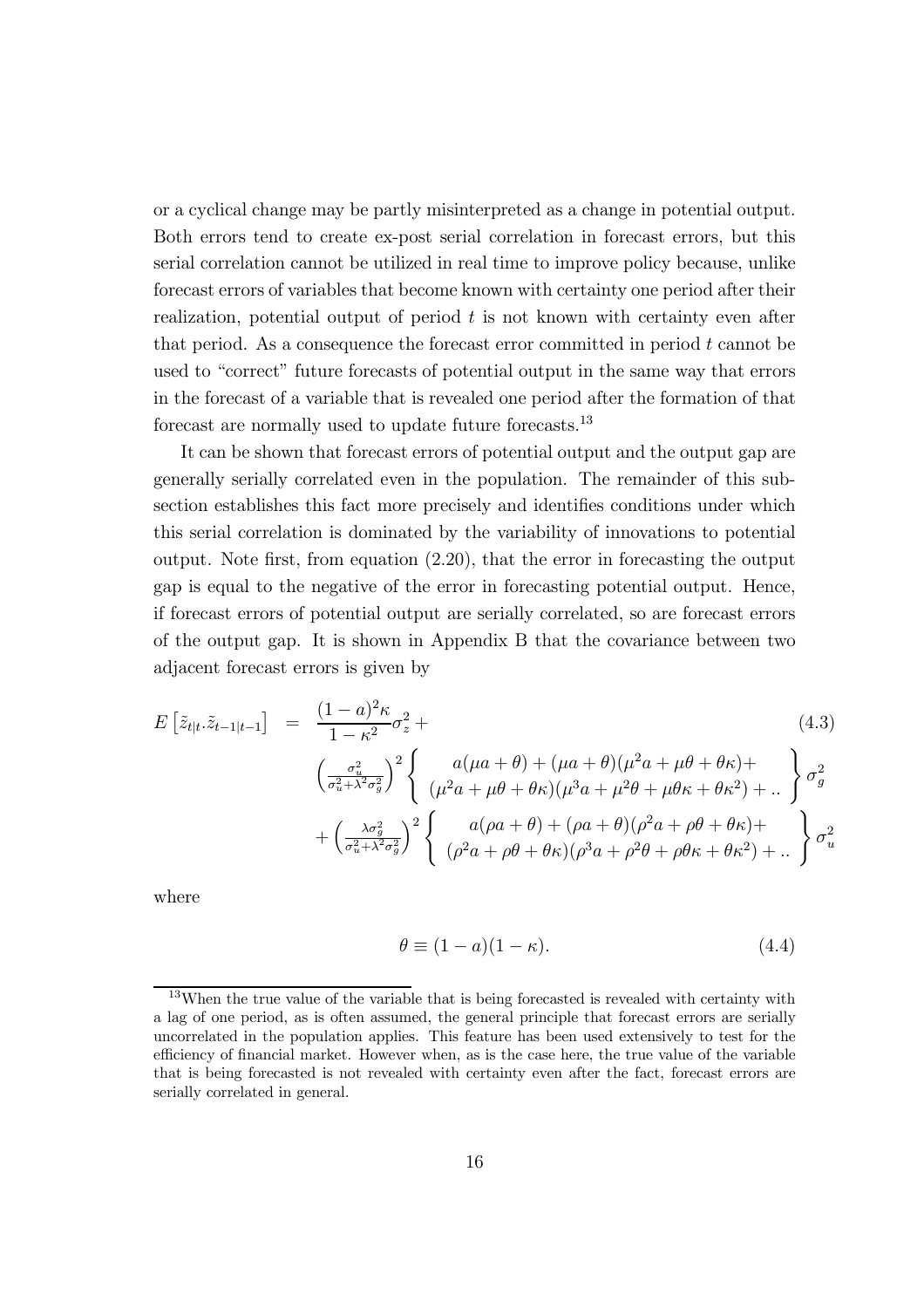or a cyclical change may be partly misinterpreted as a change in potential output. Both errors tend to create ex-post serial correlation in forecast errors, but this serial correlation cannot be utilized in real time to improve policy because, unlike forecast errors of variables that become known with certainty one period after their realization, potential output of period $t$ is not known with certainty even after that period. As a consequence the forecast error committed in period $t$ cannot be used to "correct" future forecasts of potential output in the same way that errors in the forecast of a variable that is revealed one period after the formation of that forecast are normally used to update future forecasts.[13]

It can be shown that forecast errors of potential output and the output gap are generally serially correlated even in the population. The remainder of this subsection establishes this fact more precisely and identifies conditions under which this serial correlation is dominated by the variability of innovations to potential output. Note first, from equation (2.20), that the error in forecasting the output gap is equal to the negative of the error in forecasting potential output. Hence, if forecast errors of potential output are serially correlated, so are forecast errors of the output gap. It is shown in Appendix B that the covariance between two adjacent forecast errors is given by

$$
\begin{aligned}
E\left[\tilde{z}_{t|t}.\tilde{z}_{t-1|t-1}\right] &= \frac{(1-a)^2\kappa}{1-\kappa^2}\sigma_z^2 + \\
&\left(\frac{\sigma_u^2}{\sigma_u^2+\lambda^2\sigma_g^2}\right)^2 \left\{ \begin{array}{c} a(\mu a+\theta)+(\mu a+\theta)(\mu^2 a+\mu\theta+\theta\kappa)+ \\ (\mu^2 a+\mu\theta+\theta\kappa)(\mu^3 a+\mu^2\theta+\mu\theta\kappa+\theta\kappa^2)+.. \end{array} \right\} \sigma_g^2 \\
&+\left(\frac{\lambda\sigma_g^2}{\sigma_u^2+\lambda^2\sigma_g^2}\right)^2 \left\{ \begin{array}{c} a(\rho a+\theta)+(\rho a+\theta)(\rho^2 a+\rho\theta+\theta\kappa)+ \\ (\rho^2 a+\rho\theta+\theta\kappa)(\rho^3 a+\rho^2\theta+\rho\theta\kappa+\theta\kappa^2)+.. \end{array} \right\} \sigma_u^2
\end{aligned}
\tag{4.3}
$$

where

$$
\theta \equiv (1-a)(1-\kappa). \tag{4.4}
$$

[13] When the true value of the variable that is being forecasted is revealed with certainty with a lag of one period, as is often assumed, the general principle that forecast errors are serially uncorrelated in the population applies. This feature has been used extensively to test for the efficiency of financial market. However when, as is the case here, the true value of the variable that is being forecasted is not revealed with certainty even after the fact, forecast errors are serially correlated in general.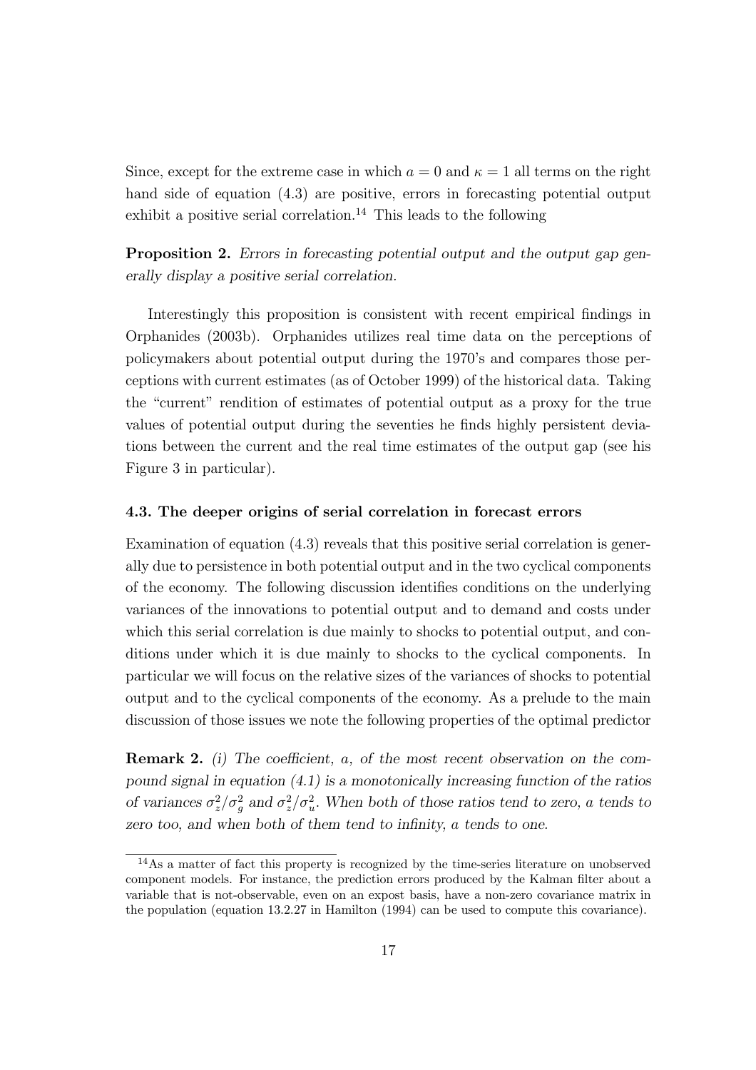Since, except for the extreme case in which $a = 0$ and $\kappa = 1$ all terms on the right hand side of equation (4.3) are positive, errors in forecasting potential output exhibit a positive serial correlation.[14] This leads to the following

**Proposition 2.** *Errors in forecasting potential output and the output gap generally display a positive serial correlation.*

Interestingly this proposition is consistent with recent empirical findings in Orphanides (2003b). Orphanides utilizes real time data on the perceptions of policymakers about potential output during the 1970's and compares those perceptions with current estimates (as of October 1999) of the historical data. Taking the "current" rendition of estimates of potential output as a proxy for the true values of potential output during the seventies he finds highly persistent deviations between the current and the real time estimates of the output gap (see his Figure 3 in particular).

### 4.3. The deeper origins of serial correlation in forecast errors

Examination of equation (4.3) reveals that this positive serial correlation is generally due to persistence in both potential output and in the two cyclical components of the economy. The following discussion identifies conditions on the underlying variances of the innovations to potential output and to demand and costs under which this serial correlation is due mainly to shocks to potential output, and conditions under which it is due mainly to shocks to the cyclical components. In particular we will focus on the relative sizes of the variances of shocks to potential output and to the cyclical components of the economy. As a prelude to the main discussion of those issues we note the following properties of the optimal predictor

**Remark 2.** *(i) The coefficient, $a$, of the most recent observation on the compound signal in equation (4.1) is a monotonically increasing function of the ratios of variances $\sigma_z^2/\sigma_g^2$ and $\sigma_z^2/\sigma_u^2$. When both of those ratios tend to zero, $a$ tends to zero too, and when both of them tend to infinity, $a$ tends to one.*

[14] As a matter of fact this property is recognized by the time-series literature on unobserved component models. For instance, the prediction errors produced by the Kalman filter about a variable that is not-observable, even on an expost basis, have a non-zero covariance matrix in the population (equation 13.2.27 in Hamilton (1994) can be used to compute this covariance).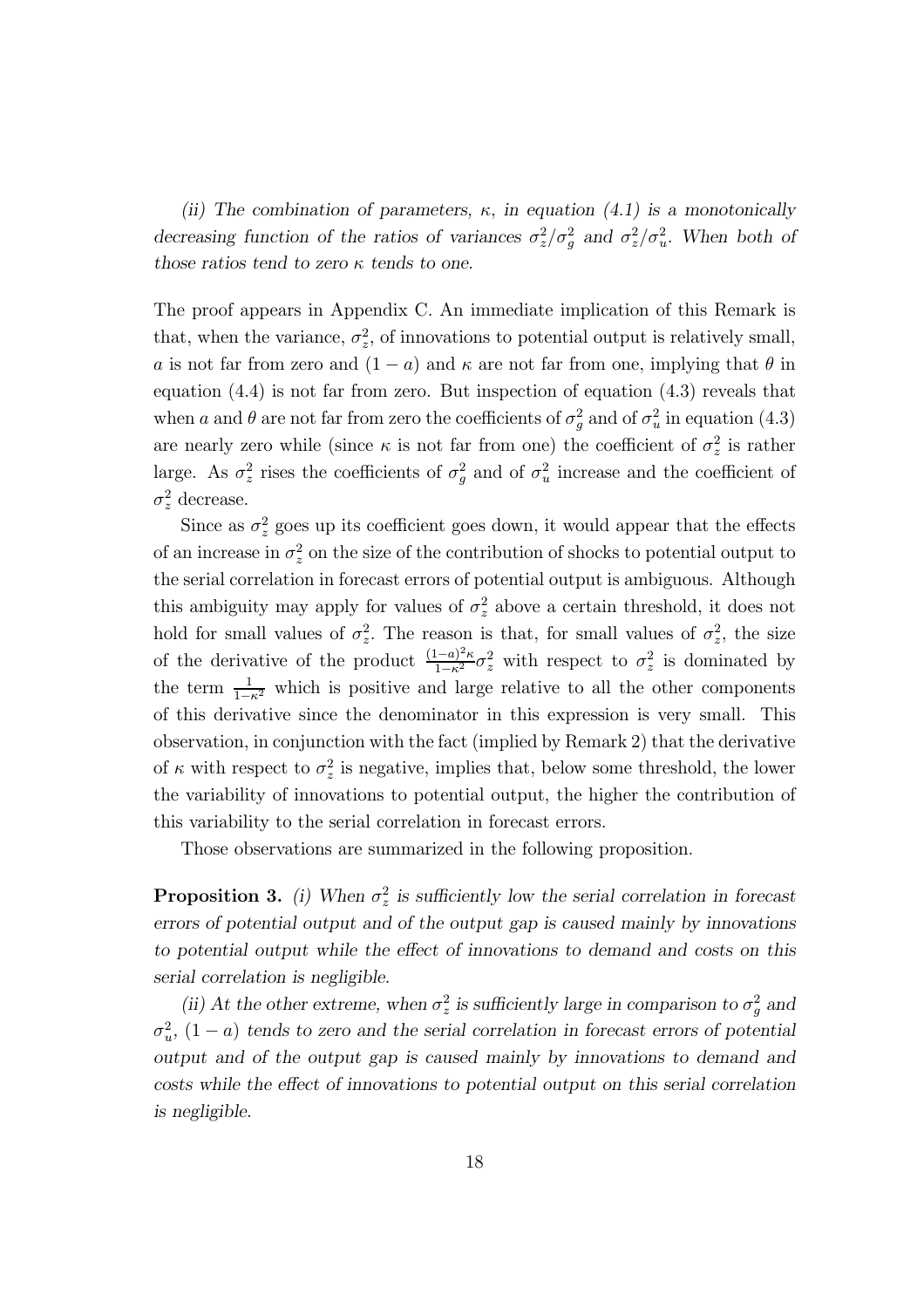*(ii) The combination of parameters, $\kappa$, in equation (4.1) is a monotonically decreasing function of the ratios of variances $\sigma_z^2/\sigma_g^2$ and $\sigma_z^2/\sigma_u^2$. When both of those ratios tend to zero $\kappa$ tends to one.*

The proof appears in Appendix C. An immediate implication of this Remark is that, when the variance, $\sigma_z^2$, of innovations to potential output is relatively small, $a$ is not far from zero and $(1-a)$ and $\kappa$ are not far from one, implying that $\theta$ in equation (4.4) is not far from zero. But inspection of equation (4.3) reveals that when $a$ and $\theta$ are not far from zero the coefficients of $\sigma_g^2$ and of $\sigma_u^2$ in equation (4.3) are nearly zero while (since $\kappa$ is not far from one) the coefficient of $\sigma_z^2$ is rather large. As $\sigma_z^2$ rises the coefficients of $\sigma_g^2$ and of $\sigma_u^2$ increase and the coefficient of $\sigma_z^2$ decrease.

Since as $\sigma_z^2$ goes up its coefficient goes down, it would appear that the effects of an increase in $\sigma_z^2$ on the size of the contribution of shocks to potential output to the serial correlation in forecast errors of potential output is ambiguous. Although this ambiguity may apply for values of $\sigma_z^2$ above a certain threshold, it does not hold for small values of $\sigma_z^2$. The reason is that, for small values of $\sigma_z^2$, the size of the derivative of the product $\frac{(1-a)^2\kappa}{1-\kappa^2}\sigma_z^2$ with respect to $\sigma_z^2$ is dominated by the term $\frac{1}{1-\kappa^2}$ which is positive and large relative to all the other components of this derivative since the denominator in this expression is very small. This observation, in conjunction with the fact (implied by Remark 2) that the derivative of $\kappa$ with respect to $\sigma_z^2$ is negative, implies that, below some threshold, the lower the variability of innovations to potential output, the higher the contribution of this variability to the serial correlation in forecast errors.

Those observations are summarized in the following proposition.

**Proposition 3.** *(i) When $\sigma_z^2$ is sufficiently low the serial correlation in forecast errors of potential output and of the output gap is caused mainly by innovations to potential output while the effect of innovations to demand and costs on this serial correlation is negligible.*

*(ii) At the other extreme, when $\sigma_z^2$ is sufficiently large in comparison to $\sigma_g^2$ and $\sigma_u^2$, $(1-a)$ tends to zero and the serial correlation in forecast errors of potential output and of the output gap is caused mainly by innovations to demand and costs while the effect of innovations to potential output on this serial correlation is negligible.*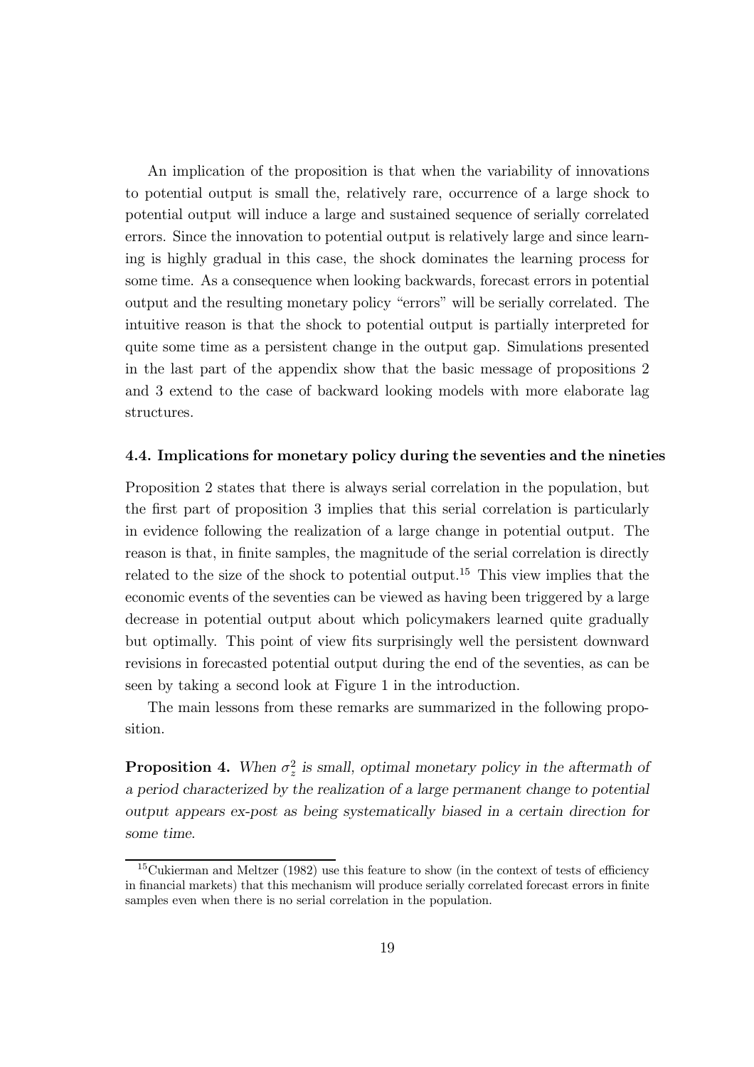An implication of the proposition is that when the variability of innovations to potential output is small the, relatively rare, occurrence of a large shock to potential output will induce a large and sustained sequence of serially correlated errors. Since the innovation to potential output is relatively large and since learning is highly gradual in this case, the shock dominates the learning process for some time. As a consequence when looking backwards, forecast errors in potential output and the resulting monetary policy "errors" will be serially correlated. The intuitive reason is that the shock to potential output is partially interpreted for quite some time as a persistent change in the output gap. Simulations presented in the last part of the appendix show that the basic message of propositions 2 and 3 extend to the case of backward looking models with more elaborate lag structures.

### 4.4. Implications for monetary policy during the seventies and the nineties

Proposition 2 states that there is always serial correlation in the population, but the first part of proposition 3 implies that this serial correlation is particularly in evidence following the realization of a large change in potential output. The reason is that, in finite samples, the magnitude of the serial correlation is directly related to the size of the shock to potential output.[15] This view implies that the economic events of the seventies can be viewed as having been triggered by a large decrease in potential output about which policymakers learned quite gradually but optimally. This point of view fits surprisingly well the persistent downward revisions in forecasted potential output during the end of the seventies, as can be seen by taking a second look at Figure 1 in the introduction.

The main lessons from these remarks are summarized in the following proposition.

**Proposition 4.** *When $\sigma_z^2$ is small, optimal monetary policy in the aftermath of a period characterized by the realization of a large permanent change to potential output appears ex-post as being systematically biased in a certain direction for some time.*

[15] Cukierman and Meltzer (1982) use this feature to show (in the context of tests of efficiency in financial markets) that this mechanism will produce serially correlated forecast errors in finite samples even when there is no serial correlation in the population.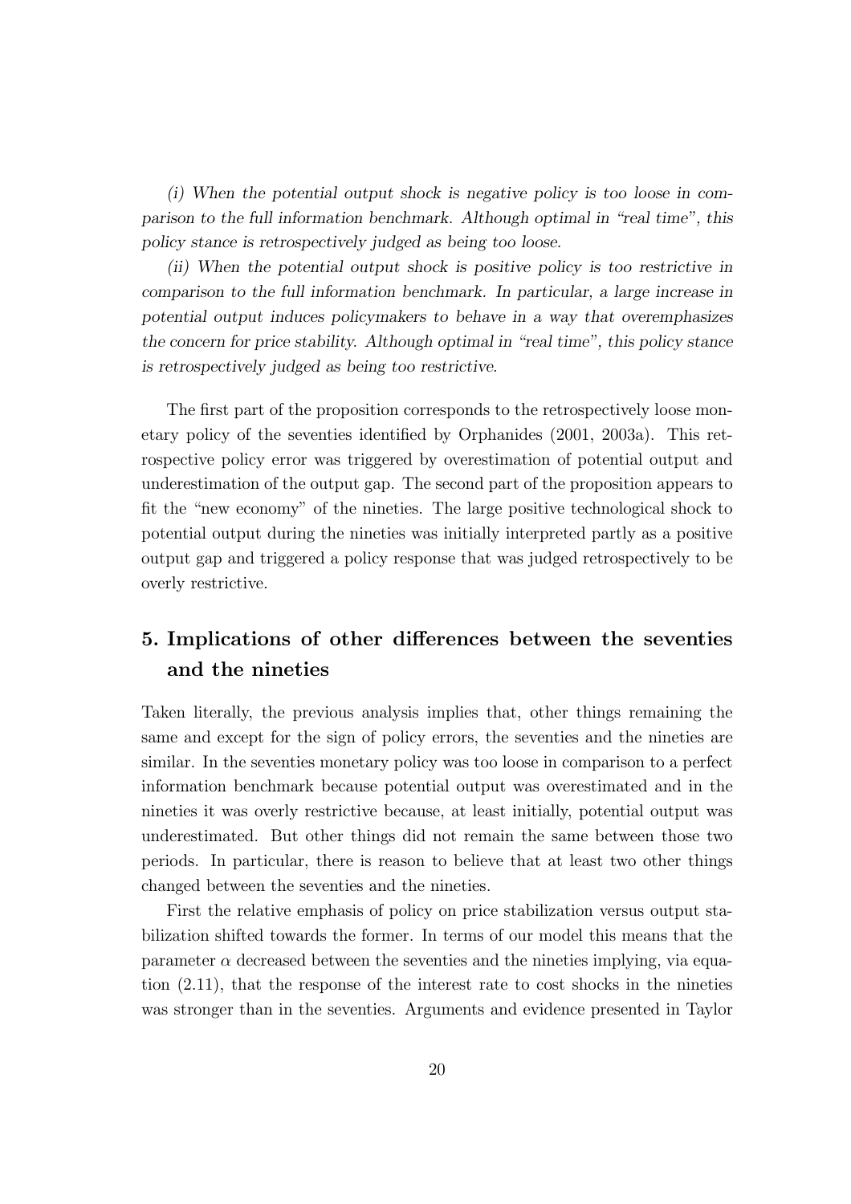*(i) When the potential output shock is negative policy is too loose in comparison to the full information benchmark. Although optimal in "real time", this policy stance is retrospectively judged as being too loose.*

*(ii) When the potential output shock is positive policy is too restrictive in comparison to the full information benchmark. In particular, a large increase in potential output induces policymakers to behave in a way that overemphasizes the concern for price stability. Although optimal in "real time", this policy stance is retrospectively judged as being too restrictive.*

The first part of the proposition corresponds to the retrospectively loose monetary policy of the seventies identified by Orphanides (2001, 2003a). This retrospective policy error was triggered by overestimation of potential output and underestimation of the output gap. The second part of the proposition appears to fit the "new economy" of the nineties. The large positive technological shock to potential output during the nineties was initially interpreted partly as a positive output gap and triggered a policy response that was judged retrospectively to be overly restrictive.

## 5. Implications of other differences between the seventies and the nineties

Taken literally, the previous analysis implies that, other things remaining the same and except for the sign of policy errors, the seventies and the nineties are similar. In the seventies monetary policy was too loose in comparison to a perfect information benchmark because potential output was overestimated and in the nineties it was overly restrictive because, at least initially, potential output was underestimated. But other things did not remain the same between those two periods. In particular, there is reason to believe that at least two other things changed between the seventies and the nineties.

First the relative emphasis of policy on price stabilization versus output stabilization shifted towards the former. In terms of our model this means that the parameter $\alpha$ decreased between the seventies and the nineties implying, via equation (2.11), that the response of the interest rate to cost shocks in the nineties was stronger than in the seventies. Arguments and evidence presented in Taylor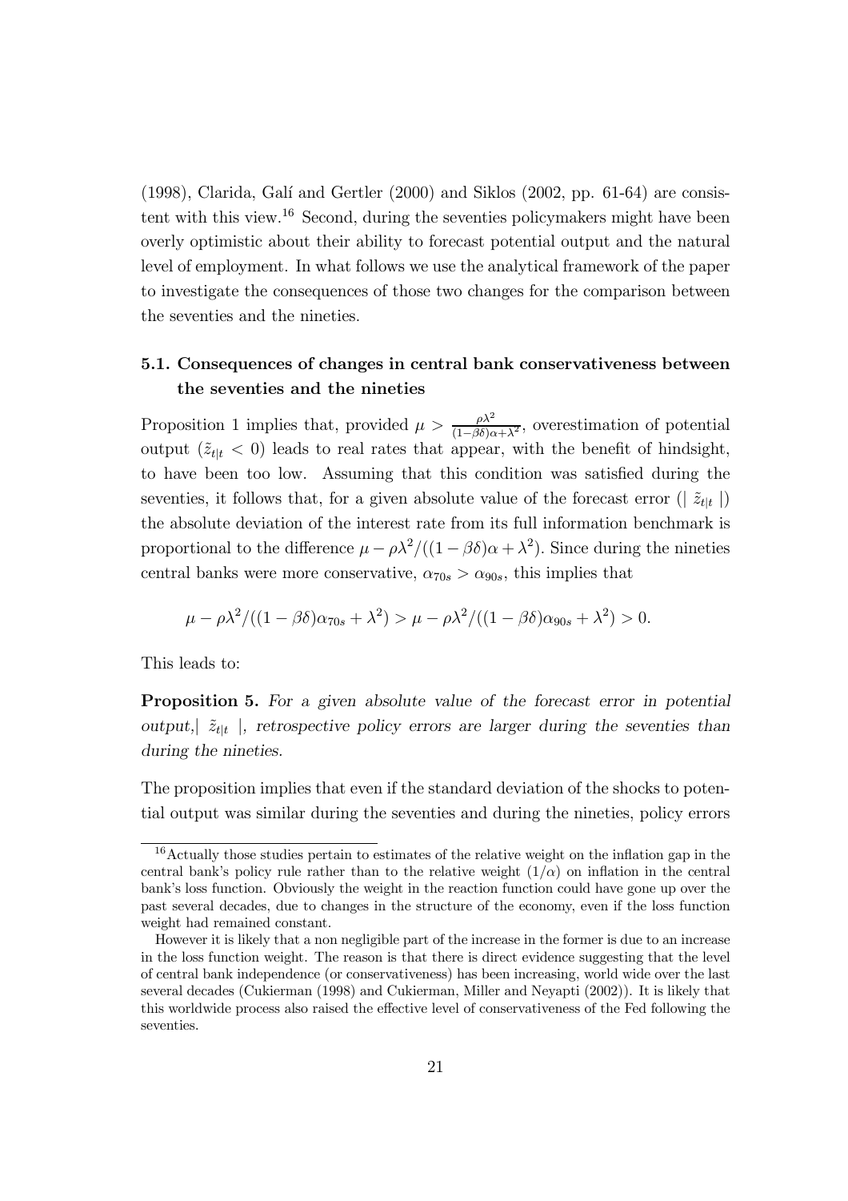(1998), Clarida, Galí and Gertler (2000) and Siklos (2002, pp. 61-64) are consistent with this view.[16] Second, during the seventies policymakers might have been overly optimistic about their ability to forecast potential output and the natural level of employment. In what follows we use the analytical framework of the paper to investigate the consequences of those two changes for the comparison between the seventies and the nineties.

### 5.1. Consequences of changes in central bank conservativeness between the seventies and the nineties

Proposition 1 implies that, provided $\mu > \frac{\rho\lambda^2}{(1-\beta\delta)\alpha+\lambda^2}$, overestimation of potential output ($\tilde{z}_{t|t} < 0$) leads to real rates that appear, with the benefit of hindsight, to have been too low. Assuming that this condition was satisfied during the seventies, it follows that, for a given absolute value of the forecast error ($| \tilde{z}_{t|t} |$) the absolute deviation of the interest rate from its full information benchmark is proportional to the difference $\mu - \rho\lambda^2/((1-\beta\delta)\alpha + \lambda^2)$. Since during the nineties central banks were more conservative, $\alpha_{70s} > \alpha_{90s}$, this implies that

$$\mu - \rho\lambda^2/((1-\beta\delta)\alpha_{70s} + \lambda^2) > \mu - \rho\lambda^2/((1-\beta\delta)\alpha_{90s} + \lambda^2) > 0.$$

This leads to:

**Proposition 5.** *For a given absolute value of the forecast error in potential output,* $| \tilde{z}_{t|t} |$, *retrospective policy errors are larger during the seventies than during the nineties.*

The proposition implies that even if the standard deviation of the shocks to potential output was similar during the seventies and during the nineties, policy errors

[16] Actually those studies pertain to estimates of the relative weight on the inflation gap in the central bank's policy rule rather than to the relative weight ($1/\alpha$) on inflation in the central bank's loss function. Obviously the weight in the reaction function could have gone up over the past several decades, due to changes in the structure of the economy, even if the loss function weight had remained constant.

However it is likely that a non negligible part of the increase in the former is due to an increase in the loss function weight. The reason is that there is direct evidence suggesting that the level of central bank independence (or conservativeness) has been increasing, world wide over the last several decades (Cukierman (1998) and Cukierman, Miller and Neyapti (2002)). It is likely that this worldwide process also raised the effective level of conservativeness of the Fed following the seventies.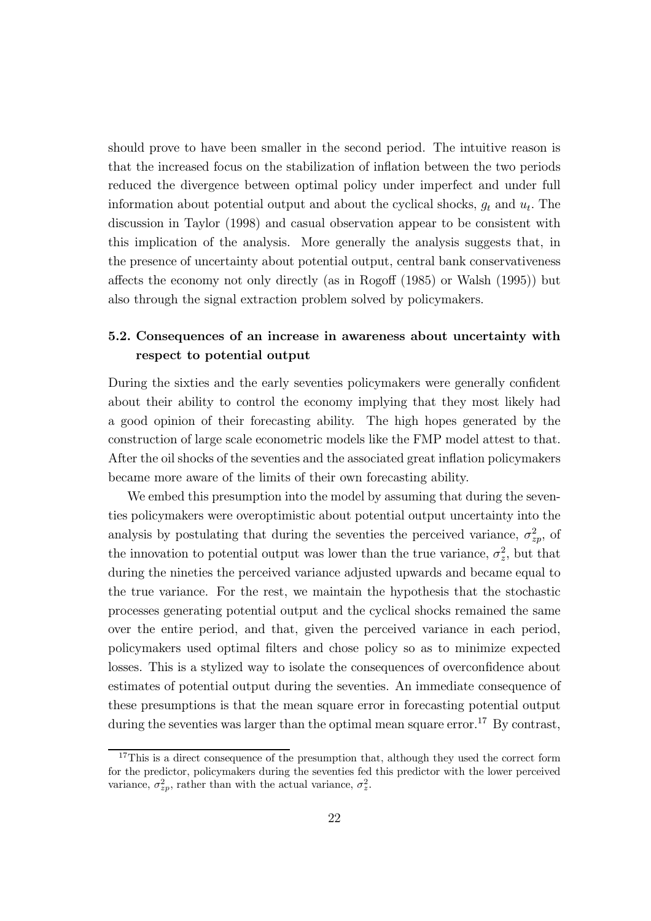should prove to have been smaller in the second period. The intuitive reason is that the increased focus on the stabilization of inflation between the two periods reduced the divergence between optimal policy under imperfect and under full information about potential output and about the cyclical shocks, $g_t$ and $u_t$. The discussion in Taylor (1998) and casual observation appear to be consistent with this implication of the analysis. More generally the analysis suggests that, in the presence of uncertainty about potential output, central bank conservativeness affects the economy not only directly (as in Rogoff (1985) or Walsh (1995)) but also through the signal extraction problem solved by policymakers.

### 5.2. Consequences of an increase in awareness about uncertainty with respect to potential output

During the sixties and the early seventies policymakers were generally confident about their ability to control the economy implying that they most likely had a good opinion of their forecasting ability. The high hopes generated by the construction of large scale econometric models like the FMP model attest to that. After the oil shocks of the seventies and the associated great inflation policymakers became more aware of the limits of their own forecasting ability.

We embed this presumption into the model by assuming that during the seventies policymakers were overoptimistic about potential output uncertainty into the analysis by postulating that during the seventies the perceived variance, $\sigma_{zp}^2$, of the innovation to potential output was lower than the true variance, $\sigma_z^2$, but that during the nineties the perceived variance adjusted upwards and became equal to the true variance. For the rest, we maintain the hypothesis that the stochastic processes generating potential output and the cyclical shocks remained the same over the entire period, and that, given the perceived variance in each period, policymakers used optimal filters and chose policy so as to minimize expected losses. This is a stylized way to isolate the consequences of overconfidence about estimates of potential output during the seventies. An immediate consequence of these presumptions is that the mean square error in forecasting potential output during the seventies was larger than the optimal mean square error.[17] By contrast,

[17] This is a direct consequence of the presumption that, although they used the correct form for the predictor, policymakers during the seventies fed this predictor with the lower perceived variance, $\sigma_{zp}^2$, rather than with the actual variance, $\sigma_z^2$.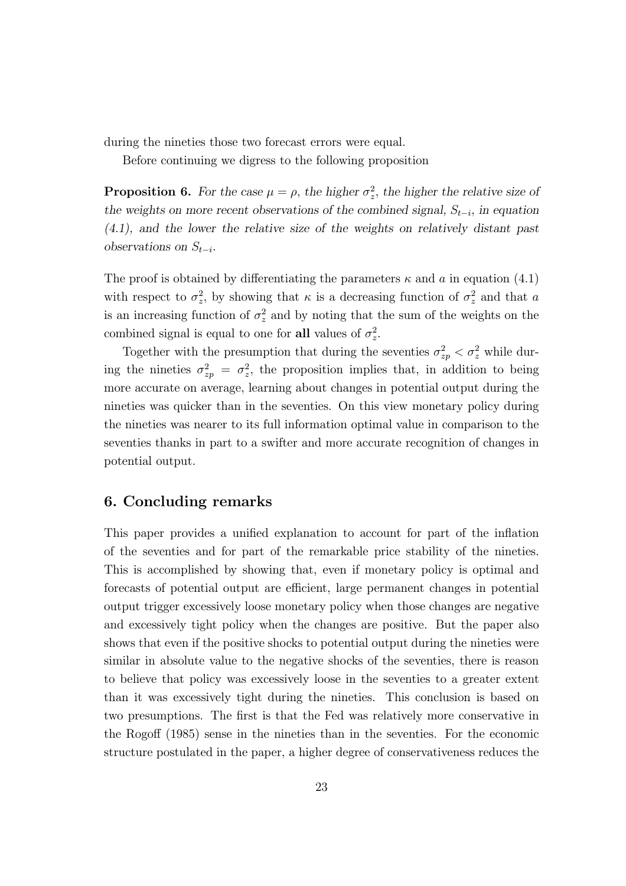during the nineties those two forecast errors were equal.

Before continuing we digress to the following proposition

**Proposition 6.** *For the case $\mu = \rho$, the higher $\sigma_z^2$, the higher the relative size of the weights on more recent observations of the combined signal, $S_{t-i}$, in equation (4.1), and the lower the relative size of the weights on relatively distant past observations on $S_{t-i}$.*

The proof is obtained by differentiating the parameters $\kappa$ and $a$ in equation (4.1) with respect to $\sigma_z^2$, by showing that $\kappa$ is a decreasing function of $\sigma_z^2$ and that $a$ is an increasing function of $\sigma_z^2$ and by noting that the sum of the weights on the combined signal is equal to one for **all** values of $\sigma_z^2$.

Together with the presumption that during the seventies $\sigma_{zp}^2 < \sigma_z^2$ while during the nineties $\sigma_{zp}^2 = \sigma_z^2$, the proposition implies that, in addition to being more accurate on average, learning about changes in potential output during the nineties was quicker than in the seventies. On this view monetary policy during the nineties was nearer to its full information optimal value in comparison to the seventies thanks in part to a swifter and more accurate recognition of changes in potential output.

## 6. Concluding remarks

This paper provides a unified explanation to account for part of the inflation of the seventies and for part of the remarkable price stability of the nineties. This is accomplished by showing that, even if monetary policy is optimal and forecasts of potential output are efficient, large permanent changes in potential output trigger excessively loose monetary policy when those changes are negative and excessively tight policy when the changes are positive. But the paper also shows that even if the positive shocks to potential output during the nineties were similar in absolute value to the negative shocks of the seventies, there is reason to believe that policy was excessively loose in the seventies to a greater extent than it was excessively tight during the nineties. This conclusion is based on two presumptions. The first is that the Fed was relatively more conservative in the Rogoff (1985) sense in the nineties than in the seventies. For the economic structure postulated in the paper, a higher degree of conservativeness reduces the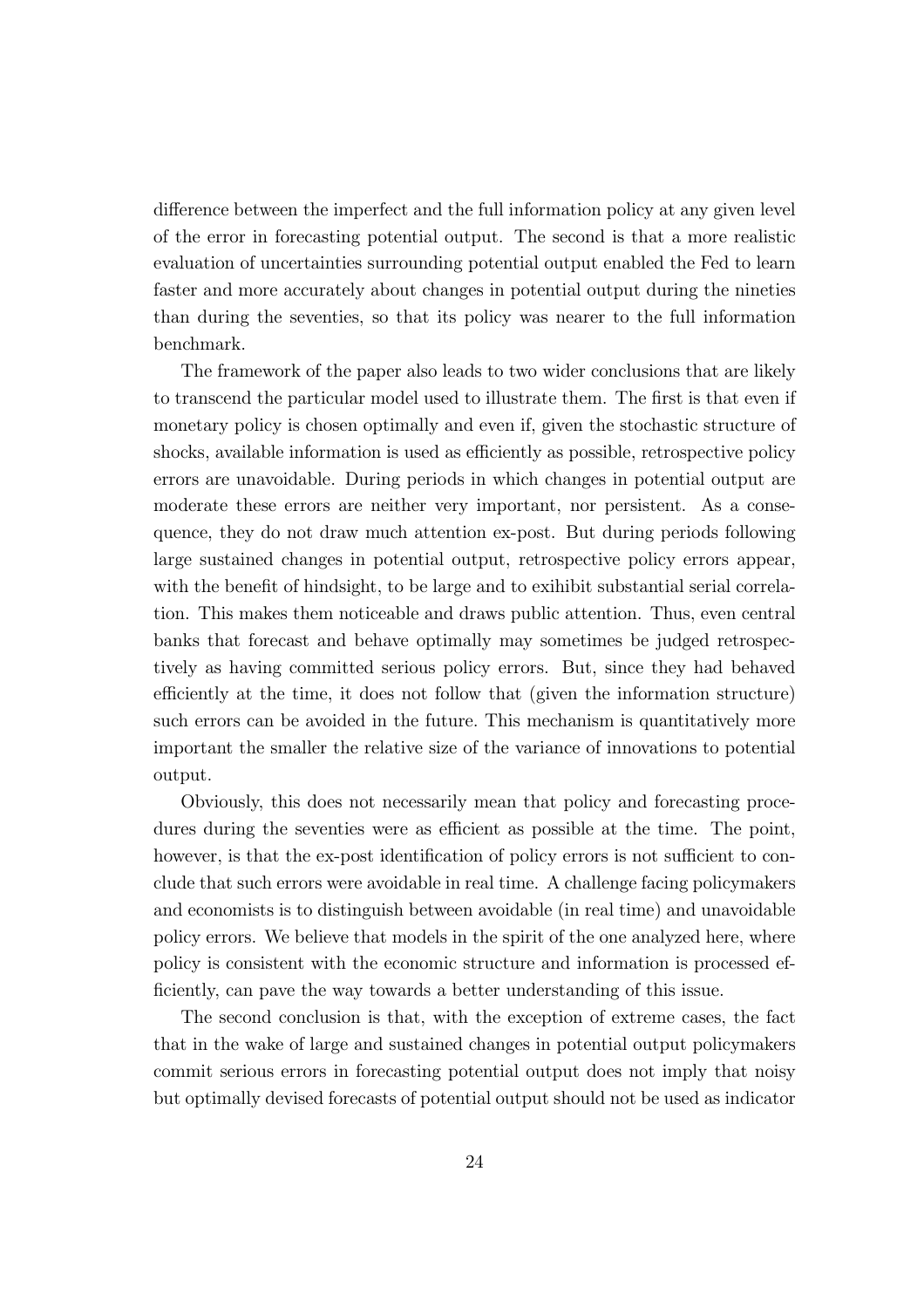difference between the imperfect and the full information policy at any given level of the error in forecasting potential output. The second is that a more realistic evaluation of uncertainties surrounding potential output enabled the Fed to learn faster and more accurately about changes in potential output during the nineties than during the seventies, so that its policy was nearer to the full information benchmark.

The framework of the paper also leads to two wider conclusions that are likely to transcend the particular model used to illustrate them. The first is that even if monetary policy is chosen optimally and even if, given the stochastic structure of shocks, available information is used as efficiently as possible, retrospective policy errors are unavoidable. During periods in which changes in potential output are moderate these errors are neither very important, nor persistent. As a consequence, they do not draw much attention ex-post. But during periods following large sustained changes in potential output, retrospective policy errors appear, with the benefit of hindsight, to be large and to exihibit substantial serial correlation. This makes them noticeable and draws public attention. Thus, even central banks that forecast and behave optimally may sometimes be judged retrospectively as having committed serious policy errors. But, since they had behaved efficiently at the time, it does not follow that (given the information structure) such errors can be avoided in the future. This mechanism is quantitatively more important the smaller the relative size of the variance of innovations to potential output.

Obviously, this does not necessarily mean that policy and forecasting procedures during the seventies were as efficient as possible at the time. The point, however, is that the ex-post identification of policy errors is not sufficient to conclude that such errors were avoidable in real time. A challenge facing policymakers and economists is to distinguish between avoidable (in real time) and unavoidable policy errors. We believe that models in the spirit of the one analyzed here, where policy is consistent with the economic structure and information is processed efficiently, can pave the way towards a better understanding of this issue.

The second conclusion is that, with the exception of extreme cases, the fact that in the wake of large and sustained changes in potential output policymakers commit serious errors in forecasting potential output does not imply that noisy but optimally devised forecasts of potential output should not be used as indicator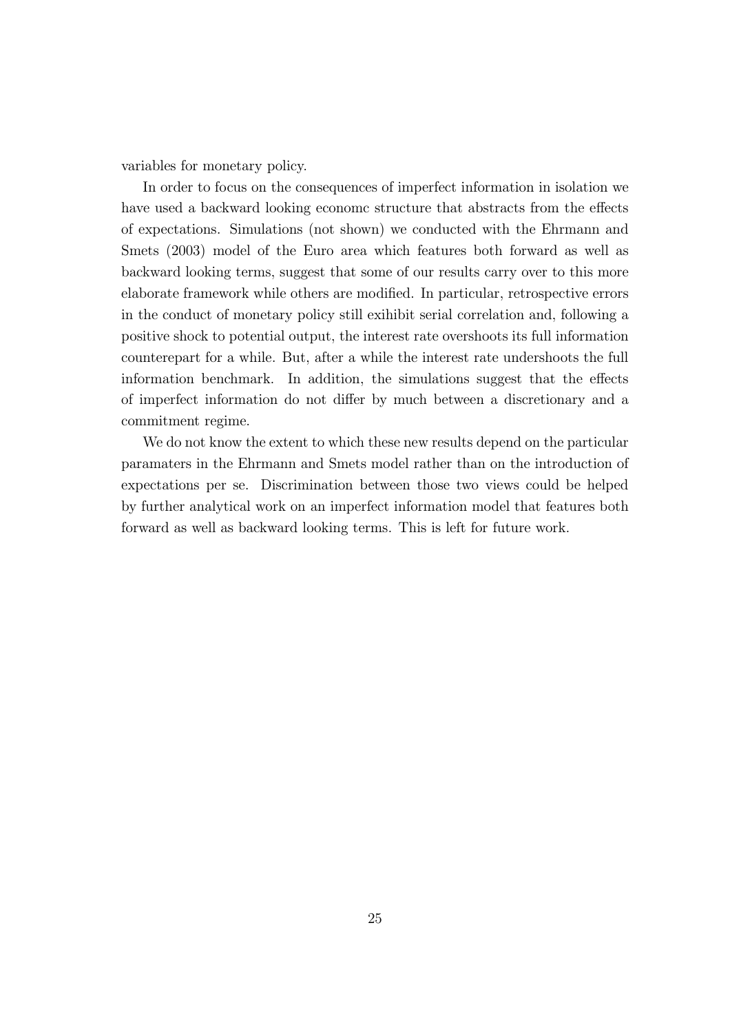variables for monetary policy.

In order to focus on the consequences of imperfect information in isolation we have used a backward looking economc structure that abstracts from the effects of expectations. Simulations (not shown) we conducted with the Ehrmann and Smets (2003) model of the Euro area which features both forward as well as backward looking terms, suggest that some of our results carry over to this more elaborate framework while others are modified. In particular, retrospective errors in the conduct of monetary policy still exihibit serial correlation and, following a positive shock to potential output, the interest rate overshoots its full information counterepart for a while. But, after a while the interest rate undershoots the full information benchmark. In addition, the simulations suggest that the effects of imperfect information do not differ by much between a discretionary and a commitment regime.

We do not know the extent to which these new results depend on the particular paramaters in the Ehrmann and Smets model rather than on the introduction of expectations per se. Discrimination between those two views could be helped by further analytical work on an imperfect information model that features both forward as well as backward looking terms. This is left for future work.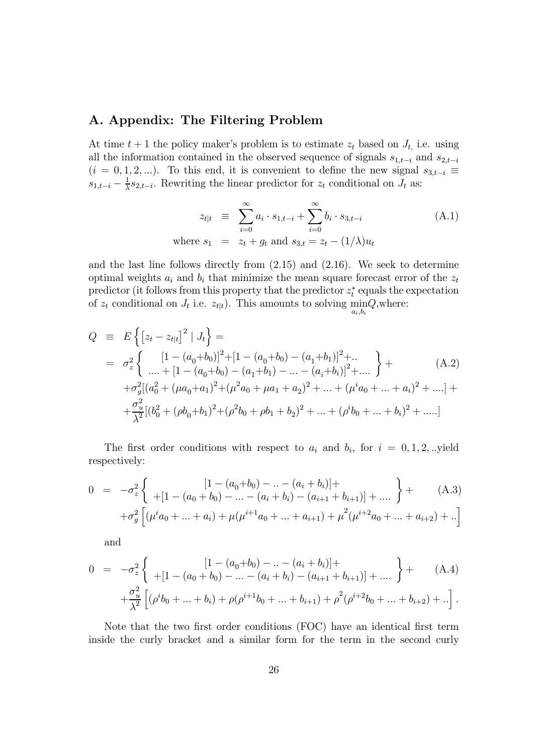## A. Appendix: The Filtering Problem

At time $t+1$ the policy maker's problem is to estimate $z_t$ based on $J_t$, i.e. using all the information contained in the observed sequence of signals $s_{1,t-i}$ and $s_{2,t-i}$ $(i = 0, 1, 2, ...)$. To this end, it is convenient to define the new signal $s_{3,t-i} \equiv s_{1,t-i} - \frac{1}{\lambda} s_{2,t-i}$. Rewriting the linear predictor for $z_t$ conditional on $J_t$ as:

$$
\begin{aligned}
z_{t|t} \;&\equiv\; \sum_{i=0}^{\infty} a_i \cdot s_{1,t-i} + \sum_{i=0}^{\infty} b_i \cdot s_{3,t-i} \qquad\qquad (A.1)\\
\text{where } s_1 \;&=\; z_t + g_t \text{ and } s_{3,t} = z_t - (1/\lambda) u_t
\end{aligned}
$$

and the last line follows directly from (2.15) and (2.16). We seek to determine optimal weights $a_i$ and $b_i$ that minimize the mean square forecast error of the $z_t$ predictor (it follows from this property that the predictor $z_t^*$ equals the expectation of $z_t$ conditional on $J_t$ i.e. $z_{t|t}$). This amounts to solving $\min_{a_i, b_i} Q$,where:

$$
\begin{aligned}
Q \;&\equiv\; E\left\{ \left[ z_t - z_{t|t} \right]^2 \mid J_t \right\} = \\
&=\; \sigma_z^2 \left\{ \begin{array}{c} [1-(a_0+b_0)]^2 + [1-(a_0+b_0)-(a_1+b_1)]^2 + .. \\ .... + [1-(a_0+b_0)-(a_1+b_1)-...-(a_i+b_i)]^2 + .... \end{array} \right\} + \qquad (A.2)\\
&+\sigma_g^2 [(a_0^2 + (\mu a_0 + a_1)^2 + (\mu^2 a_0 + \mu a_1 + a_2)^2 + ... + (\mu^i a_0 + ... + a_i)^2 + ....] + \\
&+\frac{\sigma_u^2}{\lambda^2} [(b_0^2 + (\rho b_0 + b_1)^2 + (\rho^2 b_0 + \rho b_1 + b_2)^2 + ... + (\rho^i b_0 + ... + b_i)^2 + .....]
\end{aligned}
$$

The first order conditions with respect to $a_i$ and $b_i$, for $i = 0, 1, 2, ..$yield respectively:

$$
\begin{aligned}
0 \;&=\; -\sigma_z^2 \left\{ \begin{array}{c} [1-(a_0+b_0)-..-(a_i+b_i)] + \\ +[1-(a_0+b_0)-...-(a_i+b_i)-(a_{i+1}+b_{i+1})] + .... \end{array} \right\} + \qquad (A.3)\\
&+\sigma_g^2 \left[ (\mu^i a_0 + ... + a_i) + \mu(\mu^{i+1} a_0 + ... + a_{i+1}) + \mu^2 (\mu^{i+2} a_0 + ... + a_{i+2}) + .. \right]
\end{aligned}
$$

and

$$
\begin{aligned}
0 \;&=\; -\sigma_z^2 \left\{ \begin{array}{c} [1-(a_0+b_0)-..-(a_i+b_i)] + \\ +[1-(a_0+b_0)-...-(a_i+b_i)-(a_{i+1}+b_{i+1})] + .... \end{array} \right\} + \qquad (A.4)\\
&+\frac{\sigma_u^2}{\lambda^2} \left[ (\rho^i b_0 + ... + b_i) + \rho(\rho^{i+1} b_0 + ... + b_{i+1}) + \rho^2 (\rho^{i+2} b_0 + ... + b_{i+2}) + .. \right].
\end{aligned}
$$

Note that the two first order conditions (FOC) have an identical first term inside the curly bracket and a similar form for the term in the second curly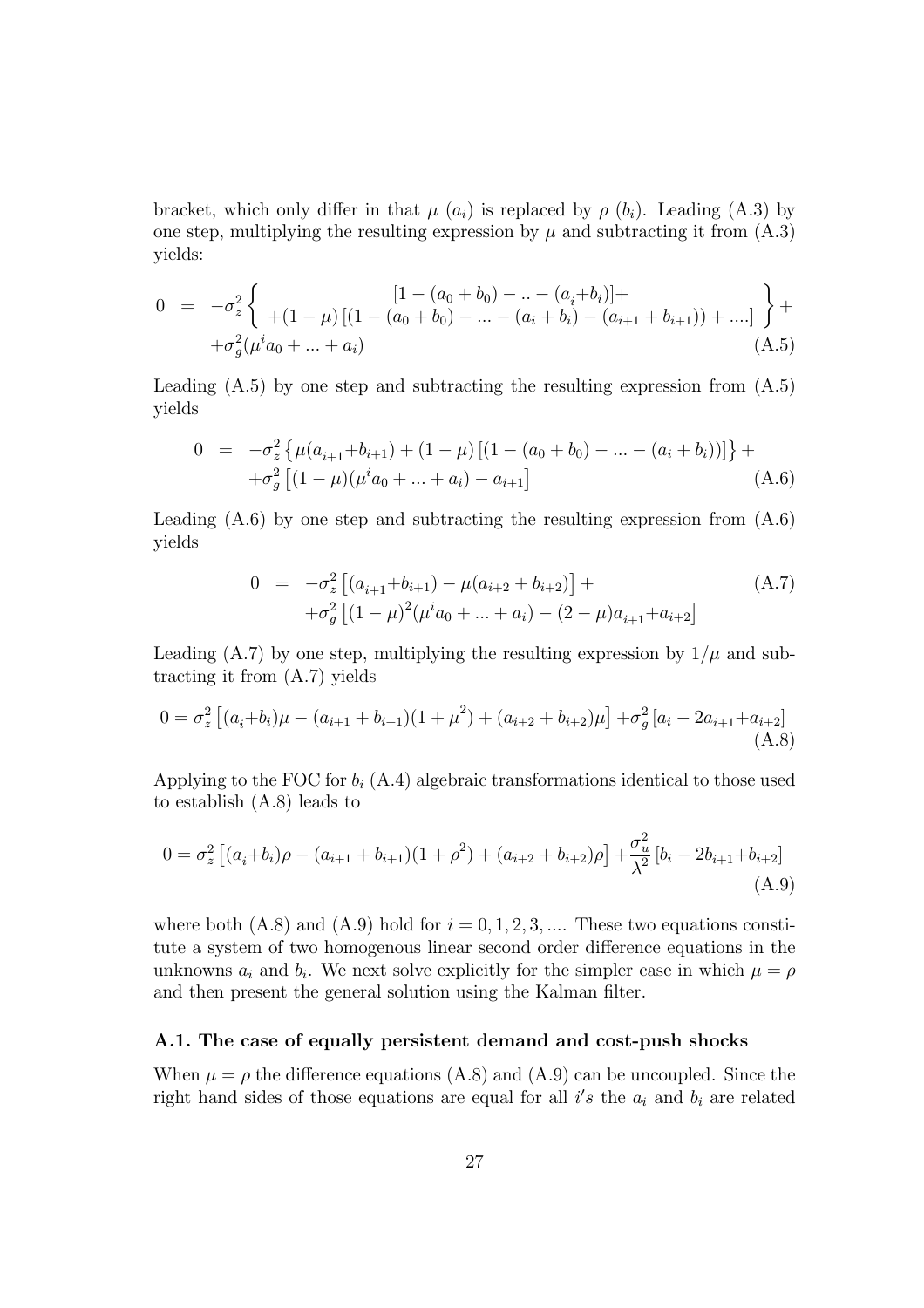bracket, which only differ in that $\mu$ ($a_i$) is replaced by $\rho$ ($b_i$). Leading (A.3) by one step, multiplying the resulting expression by $\mu$ and subtracting it from (A.3) yields:

$$
\begin{aligned}
0 &= -\sigma_z^2 \left\{ \begin{array}{c} [1-(a_0+b_0)-..-(a_i+b_i)]+ \\ +(1-\mu)\left[(1-(a_0+b_0)-...-(a_i+b_i)-(a_{i+1}+b_{i+1}))+....\right] \end{array} \right\} + \\
&\quad +\sigma_g^2(\mu^i a_0+...+a_i) \qquad \text{(A.5)}
\end{aligned}
$$

Leading (A.5) by one step and subtracting the resulting expression from (A.5) yields

$$
\begin{aligned}
0 &= -\sigma_z^2 \left\{ \mu(a_{i+1}+b_{i+1}) + (1-\mu)\left[(1-(a_0+b_0)-...-(a_i+b_i))\right] \right\} + \\
&\quad +\sigma_g^2 \left[(1-\mu)(\mu^i a_0+...+a_i) - a_{i+1}\right] \qquad \text{(A.6)}
\end{aligned}
$$

Leading (A.6) by one step and subtracting the resulting expression from (A.6) yields

$$
\begin{aligned}
0 &= -\sigma_z^2 \left[(a_{i+1}+b_{i+1}) - \mu(a_{i+2}+b_{i+2})\right] + \qquad \text{(A.7)} \\
&\quad +\sigma_g^2 \left[(1-\mu)^2(\mu^i a_0+...+a_i) - (2-\mu)a_{i+1} + a_{i+2}\right]
\end{aligned}
$$

Leading (A.7) by one step, multiplying the resulting expression by $1/\mu$ and subtracting it from (A.7) yields

$$
0 = \sigma_z^2 \left[(a_i+b_i)\mu - (a_{i+1}+b_{i+1})(1+\mu^2) + (a_{i+2}+b_{i+2})\mu\right] + \sigma_g^2 \left[a_i - 2a_{i+1} + a_{i+2}\right] \qquad \text{(A.8)}
$$

Applying to the FOC for $b_i$ (A.4) algebraic transformations identical to those used to establish (A.8) leads to

$$
0 = \sigma_z^2 \left[(a_i+b_i)\rho - (a_{i+1}+b_{i+1})(1+\rho^2) + (a_{i+2}+b_{i+2})\rho\right] + \frac{\sigma_u^2}{\lambda^2} \left[b_i - 2b_{i+1} + b_{i+2}\right] \qquad \text{(A.9)}
$$

where both (A.8) and (A.9) hold for $i = 0, 1, 2, 3, ....$ These two equations constitute a system of two homogenous linear second order difference equations in the unknowns $a_i$ and $b_i$. We next solve explicitly for the simpler case in which $\mu = \rho$ and then present the general solution using the Kalman filter.

### A.1. The case of equally persistent demand and cost-push shocks

When $\mu = \rho$ the difference equations (A.8) and (A.9) can be uncoupled. Since the right hand sides of those equations are equal for all $i's$ the $a_i$ and $b_i$ are related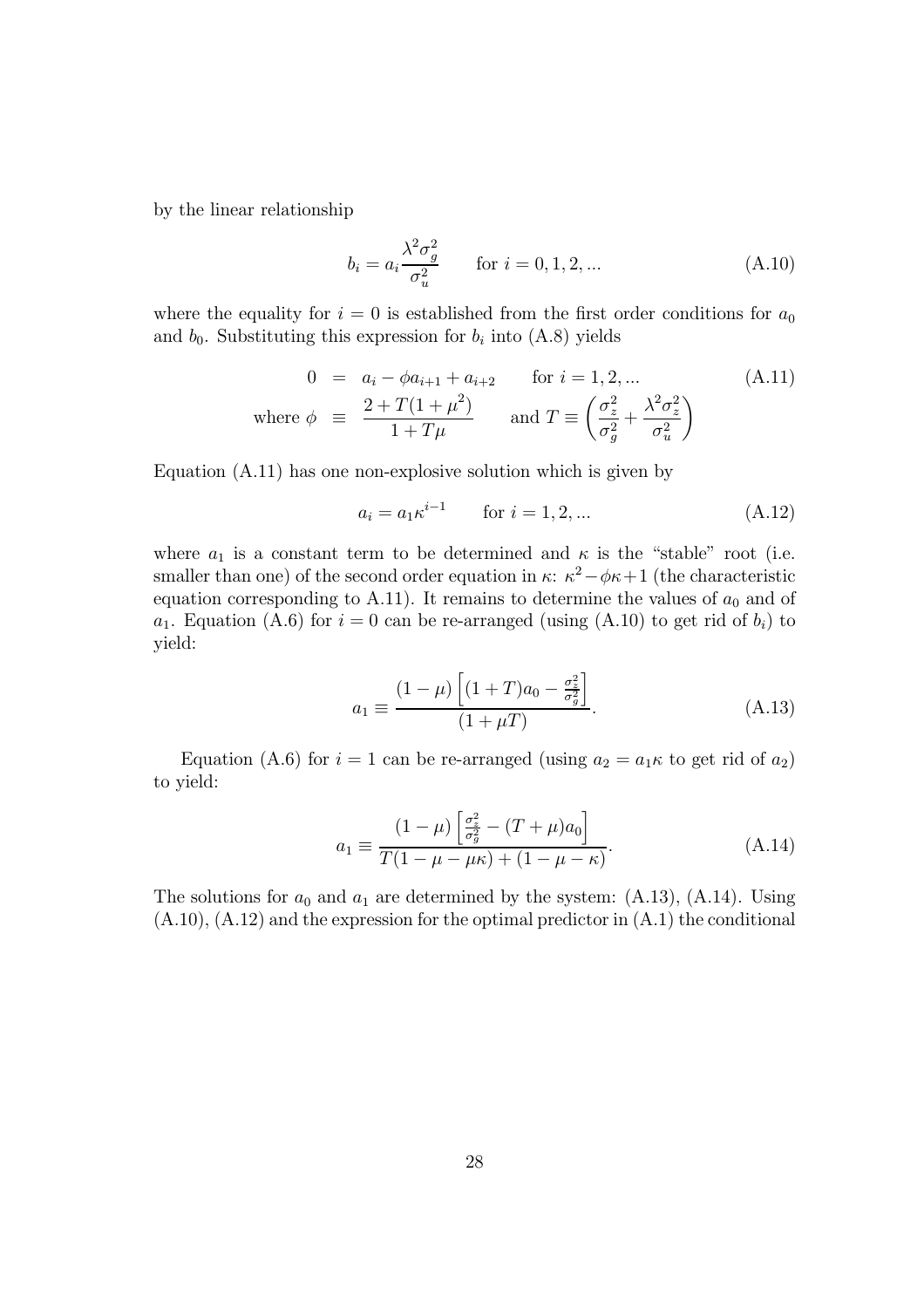by the linear relationship

$$b_i = a_i \frac{\lambda^2 \sigma_g^2}{\sigma_u^2} \qquad \text{for } i = 0, 1, 2, ... \tag{A.10}$$

where the equality for $i = 0$ is established from the first order conditions for $a_0$ and $b_0$. Substituting this expression for $b_i$ into (A.8) yields

$$\begin{aligned} 0 &= a_i - \phi a_{i+1} + a_{i+2} \qquad \text{for } i = 1, 2, ... \\ \text{where } \phi &\equiv \frac{2 + T(1+\mu^2)}{1 + T\mu} \qquad \text{and } T \equiv \left( \frac{\sigma_z^2}{\sigma_g^2} + \frac{\lambda^2 \sigma_z^2}{\sigma_u^2} \right) \end{aligned} \tag{A.11}$$

Equation (A.11) has one non-explosive solution which is given by

$$a_i = a_1 \kappa^{i-1} \qquad \text{for } i = 1, 2, ... \tag{A.12}$$

where $a_1$ is a constant term to be determined and $\kappa$ is the "stable" root (i.e. smaller than one) of the second order equation in $\kappa$: $\kappa^2 - \phi\kappa + 1$ (the characteristic equation corresponding to A.11). It remains to determine the values of $a_0$ and of $a_1$. Equation (A.6) for $i = 0$ can be re-arranged (using (A.10) to get rid of $b_i$) to yield:

$$a_1 \equiv \frac{(1-\mu)\left[(1+T)a_0 - \frac{\sigma_z^2}{\sigma_g^2}\right]}{(1+\mu T)}. \tag{A.13}$$

Equation (A.6) for $i = 1$ can be re-arranged (using $a_2 = a_1 \kappa$ to get rid of $a_2$) to yield:

$$a_1 \equiv \frac{(1-\mu)\left[\frac{\sigma_z^2}{\sigma_g^2} - (T+\mu)a_0\right]}{T(1-\mu-\mu\kappa) + (1-\mu-\kappa)}. \tag{A.14}$$

The solutions for $a_0$ and $a_1$ are determined by the system: (A.13), (A.14). Using (A.10), (A.12) and the expression for the optimal predictor in (A.1) the conditional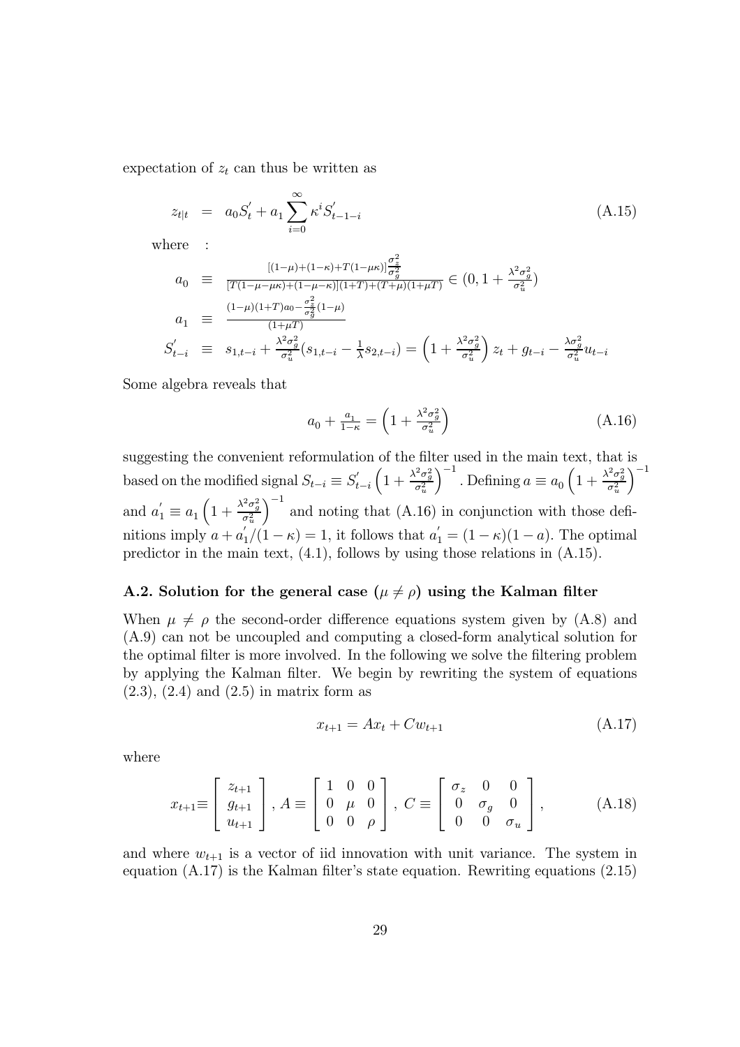expectation of $z_t$ can thus be written as

$$
z_{t|t} = a_0 S_t^{'} + a_1 \sum_{i=0}^{\infty} \kappa^i S_{t-1-i}^{'} \tag{A.15}
$$

where :

$$
\begin{aligned}
a_0 &\equiv \frac{[(1-\mu)+(1-\kappa)+T(1-\mu\kappa)]\frac{\sigma_z^2}{\sigma_g^2}}{[T(1-\mu-\mu\kappa)+(1-\mu-\kappa)](1+T)+(T+\mu)(1+\mu T)} \in (0, 1+\frac{\lambda^2\sigma_g^2}{\sigma_u^2}) \\
a_1 &\equiv \frac{(1-\mu)(1+T)a_0 - \frac{\sigma_z^2}{\sigma_g^2}(1-\mu)}{(1+\mu T)} \\
S_{t-i}^{'} &\equiv s_{1,t-i} + \frac{\lambda^2\sigma_g^2}{\sigma_u^2}(s_{1,t-i} - \tfrac{1}{\lambda}s_{2,t-i}) = \left(1+\frac{\lambda^2\sigma_g^2}{\sigma_u^2}\right) z_t + g_{t-i} - \frac{\lambda\sigma_g^2}{\sigma_u^2} u_{t-i}
\end{aligned}
$$

Some algebra reveals that

$$
a_0 + \tfrac{a_1}{1-\kappa} = \left(1+\tfrac{\lambda^2\sigma_g^2}{\sigma_u^2}\right) \tag{A.16}
$$

suggesting the convenient reformulation of the filter used in the main text, that is based on the modified signal $S_{t-i} \equiv S_{t-i}^{'}\left(1+\frac{\lambda^2\sigma_g^2}{\sigma_u^2}\right)^{-1}$. Defining $a \equiv a_0\left(1+\frac{\lambda^2\sigma_g^2}{\sigma_u^2}\right)^{-1}$ and $a_1^{'} \equiv a_1\left(1+\frac{\lambda^2\sigma_g^2}{\sigma_u^2}\right)^{-1}$ and noting that (A.16) in conjunction with those definitions imply $a + a_1^{'}/(1-\kappa) = 1$, it follows that $a_1^{'} = (1-\kappa)(1-a)$. The optimal predictor in the main text, (4.1), follows by using those relations in (A.15).

### A.2. Solution for the general case ($\mu \neq \rho$) using the Kalman filter

When $\mu \neq \rho$ the second-order difference equations system given by (A.8) and (A.9) can not be uncoupled and computing a closed-form analytical solution for the optimal filter is more involved. In the following we solve the filtering problem by applying the Kalman filter. We begin by rewriting the system of equations (2.3), (2.4) and (2.5) in matrix form as

$$
x_{t+1} = Ax_t + Cw_{t+1} \tag{A.17}
$$

where

$$
x_{t+1} \equiv \begin{bmatrix} z_{t+1} \\ g_{t+1} \\ u_{t+1} \end{bmatrix}, \; A \equiv \begin{bmatrix} 1 & 0 & 0 \\ 0 & \mu & 0 \\ 0 & 0 & \rho \end{bmatrix}, \; C \equiv \begin{bmatrix} \sigma_z & 0 & 0 \\ 0 & \sigma_g & 0 \\ 0 & 0 & \sigma_u \end{bmatrix}, \tag{A.18}
$$

and where $w_{t+1}$ is a vector of iid innovation with unit variance. The system in equation (A.17) is the Kalman filter's state equation. Rewriting equations (2.15)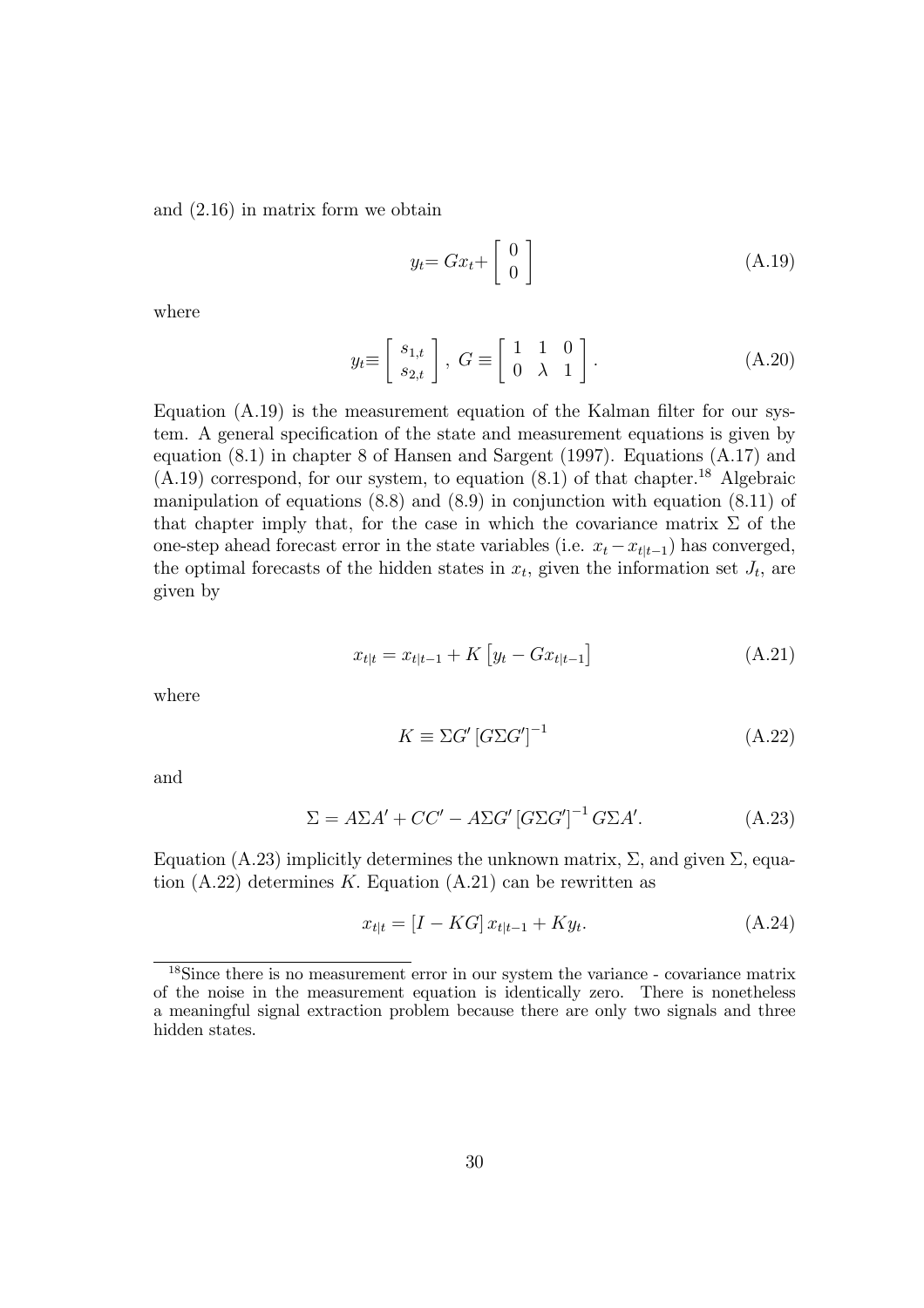and (2.16) in matrix form we obtain

$$y_t = Gx_t + \begin{bmatrix} 0 \\ 0 \end{bmatrix} \tag{A.19}$$

where

$$y_t \equiv \begin{bmatrix} s_{1,t} \\ s_{2,t} \end{bmatrix}, \; G \equiv \begin{bmatrix} 1 & 1 & 0 \\ 0 & \lambda & 1 \end{bmatrix}. \tag{A.20}$$

Equation (A.19) is the measurement equation of the Kalman filter for our system. A general specification of the state and measurement equations is given by equation (8.1) in chapter 8 of Hansen and Sargent (1997). Equations (A.17) and (A.19) correspond, for our system, to equation (8.1) of that chapter.[18] Algebraic manipulation of equations (8.8) and (8.9) in conjunction with equation (8.11) of that chapter imply that, for the case in which the covariance matrix $\Sigma$ of the one-step ahead forecast error in the state variables (i.e. $x_t - x_{t|t-1}$) has converged, the optimal forecasts of the hidden states in $x_t$, given the information set $J_t$, are given by

$$x_{t|t} = x_{t|t-1} + K\left[y_t - Gx_{t|t-1}\right] \tag{A.21}$$

where

$$K \equiv \Sigma G' \left[G \Sigma G'\right]^{-1} \tag{A.22}$$

and

$$\Sigma = A \Sigma A' + CC' - A \Sigma G' \left[G \Sigma G'\right]^{-1} G \Sigma A'. \tag{A.23}$$

Equation (A.23) implicitly determines the unknown matrix, $\Sigma$, and given $\Sigma$, equation (A.22) determines $K$. Equation (A.21) can be rewritten as

$$x_{t|t} = \left[I - KG\right] x_{t|t-1} + K y_t. \tag{A.24}$$

[18] Since there is no measurement error in our system the variance - covariance matrix of the noise in the measurement equation is identically zero. There is nonetheless a meaningful signal extraction problem because there are only two signals and three hidden states.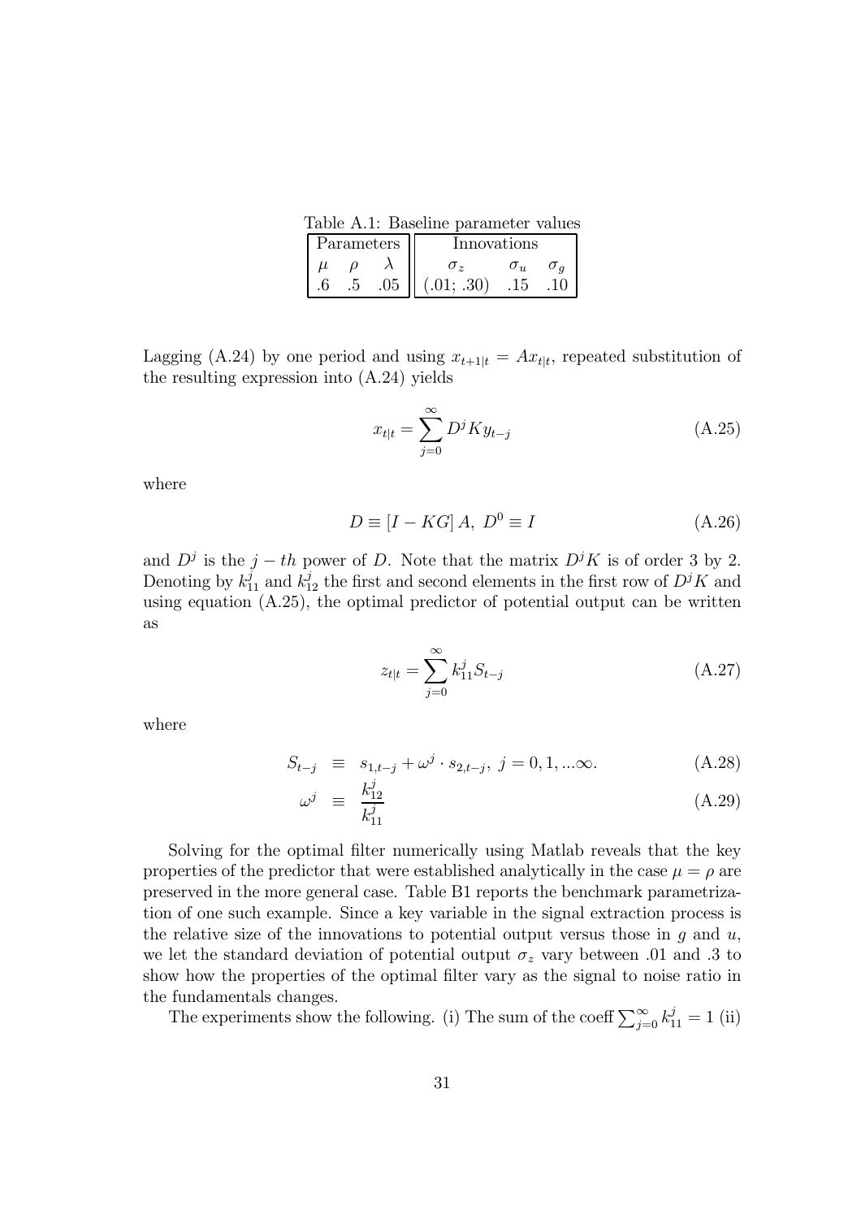Table A.1: Baseline parameter values

| Parameters | | | Innovations | | |
|---|---|---|---|---|---|
| $\mu$ | $\rho$ | $\lambda$ | $\sigma_z$ | $\sigma_u$ | $\sigma_g$ |
| .6 | .5 | .05 | (.01; .30) | .15 | .10 |

Lagging (A.24) by one period and using $x_{t+1|t} = Ax_{t|t}$, repeated substitution of the resulting expression into (A.24) yields

$$x_{t|t} = \sum_{j=0}^{\infty} D^j K y_{t-j} \tag{A.25}$$

where

$$D \equiv [I - KG]\,A,\; D^0 \equiv I \tag{A.26}$$

and $D^j$ is the $j-th$ power of $D$. Note that the matrix $D^j K$ is of order 3 by 2. Denoting by $k_{11}^j$ and $k_{12}^j$ the first and second elements in the first row of $D^j K$ and using equation (A.25), the optimal predictor of potential output can be written as

$$z_{t|t} = \sum_{j=0}^{\infty} k_{11}^j S_{t-j} \tag{A.27}$$

where

$$S_{t-j} \equiv s_{1,t-j} + \omega^j \cdot s_{2,t-j},\; j = 0, 1, ...\infty. \tag{A.28}$$

$$\omega^j \equiv \frac{k_{12}^j}{k_{11}^j} \tag{A.29}$$

Solving for the optimal filter numerically using Matlab reveals that the key properties of the predictor that were established analytically in the case $\mu = \rho$ are preserved in the more general case. Table B1 reports the benchmark parametrization of one such example. Since a key variable in the signal extraction process is the relative size of the innovations to potential output versus those in $g$ and $u$, we let the standard deviation of potential output $\sigma_z$ vary between .01 and .3 to show how the properties of the optimal filter vary as the signal to noise ratio in the fundamentals changes.

The experiments show the following. (i) The sum of the coeff $\sum_{j=0}^{\infty} k_{11}^j = 1$ (ii)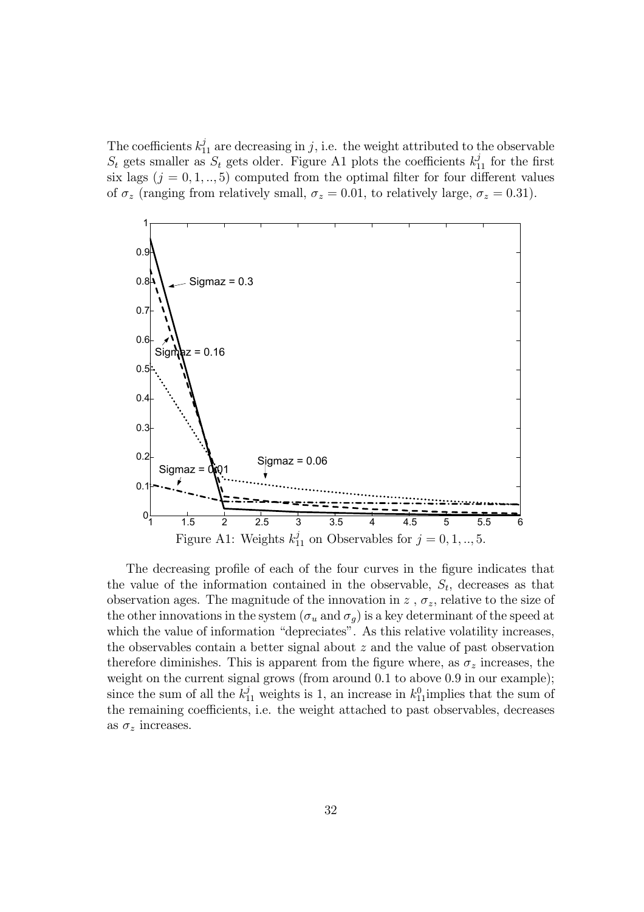The coefficients $k_{11}^{j}$ are decreasing in $j$, i.e. the weight attributed to the observable $S_t$ gets smaller as $S_t$ gets older. Figure A1 plots the coefficients $k_{11}^{j}$ for the first six lags ($j = 0, 1, .., 5$) computed from the optimal filter for four different values of $\sigma_z$ (ranging from relatively small, $\sigma_z = 0.01$, to relatively large, $\sigma_z = 0.31$).

Figure A1: Weights $k_{11}^{j}$ on Observables for $j = 0, 1, .., 5$.

The decreasing profile of each of the four curves in the figure indicates that the value of the information contained in the observable, $S_t$, decreases as that observation ages. The magnitude of the innovation in $z$ , $\sigma_z$, relative to the size of the other innovations in the system ($\sigma_u$ and $\sigma_g$) is a key determinant of the speed at which the value of information "depreciates". As this relative volatility increases, the observables contain a better signal about $z$ and the value of past observation therefore diminishes. This is apparent from the figure where, as $\sigma_z$ increases, the weight on the current signal grows (from around 0.1 to above 0.9 in our example); since the sum of all the $k_{11}^{j}$ weights is 1, an increase in $k_{11}^{0}$implies that the sum of the remaining coefficients, i.e. the weight attached to past observables, decreases as $\sigma_z$ increases.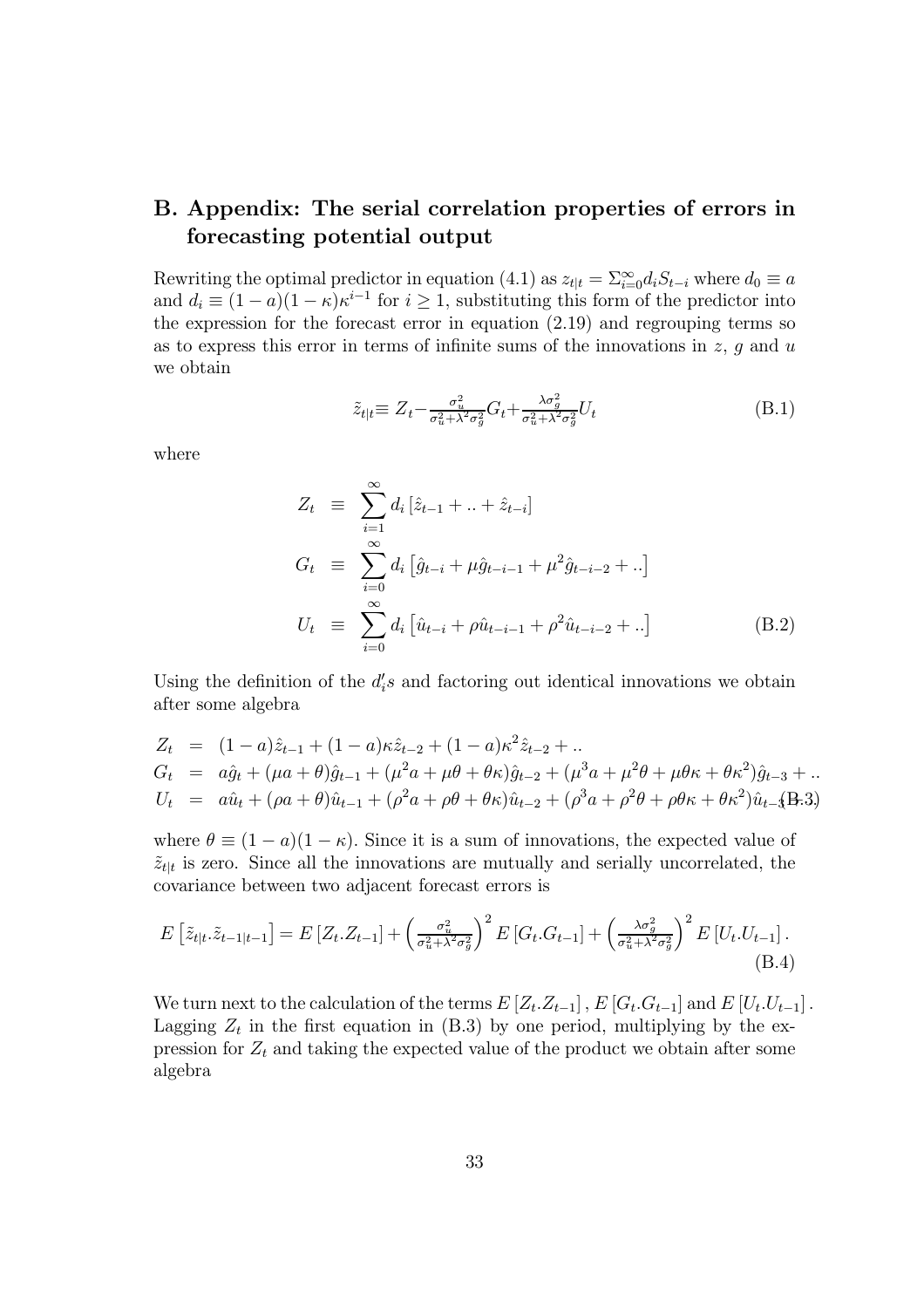## B. Appendix: The serial correlation properties of errors in forecasting potential output

Rewriting the optimal predictor in equation (4.1) as $z_{t|t} = \Sigma_{i=0}^{\infty} d_i S_{t-i}$ where $d_0 \equiv a$ and $d_i \equiv (1-a)(1-\kappa)\kappa^{i-1}$ for $i \geq 1$, substituting this form of the predictor into the expression for the forecast error in equation (2.19) and regrouping terms so as to express this error in terms of infinite sums of the innovations in $z$, $g$ and $u$ we obtain

$$\tilde{z}_{t|t} \equiv Z_t - \frac{\sigma_u^2}{\sigma_u^2 + \lambda^2 \sigma_g^2} G_t + \frac{\lambda \sigma_g^2}{\sigma_u^2 + \lambda^2 \sigma_g^2} U_t \tag{B.1}$$

where

$$\begin{aligned}
Z_t &\equiv \sum_{i=1}^{\infty} d_i \left[ \hat{z}_{t-1} + .. + \hat{z}_{t-i} \right] \\
G_t &\equiv \sum_{i=0}^{\infty} d_i \left[ \hat{g}_{t-i} + \mu \hat{g}_{t-i-1} + \mu^2 \hat{g}_{t-i-2} + .. \right] \\
U_t &\equiv \sum_{i=0}^{\infty} d_i \left[ \hat{u}_{t-i} + \rho \hat{u}_{t-i-1} + \rho^2 \hat{u}_{t-i-2} + .. \right]
\end{aligned} \tag{B.2}$$

Using the definition of the $d_i's$ and factoring out identical innovations we obtain after some algebra

$$\begin{aligned}
Z_t &= (1-a)\hat{z}_{t-1} + (1-a)\kappa \hat{z}_{t-2} + (1-a)\kappa^2 \hat{z}_{t-2} + .. \\
G_t &= a\hat{g}_t + (\mu a + \theta)\hat{g}_{t-1} + (\mu^2 a + \mu\theta + \theta\kappa)\hat{g}_{t-2} + (\mu^3 a + \mu^2\theta + \mu\theta\kappa + \theta\kappa^2)\hat{g}_{t-3} + .. \\
U_t &= a\hat{u}_t + (\rho a + \theta)\hat{u}_{t-1} + (\rho^2 a + \rho\theta + \theta\kappa)\hat{u}_{t-2} + (\rho^3 a + \rho^2\theta + \rho\theta\kappa + \theta\kappa^2)\hat{u}_{t-3} + ..
\end{aligned} \tag{B.3}$$

where $\theta \equiv (1-a)(1-\kappa)$. Since it is a sum of innovations, the expected value of $\tilde{z}_{t|t}$ is zero. Since all the innovations are mutually and serially uncorrelated, the covariance between two adjacent forecast errors is

$$E\left[\tilde{z}_{t|t}.\tilde{z}_{t-1|t-1}\right] = E\left[Z_t.Z_{t-1}\right] + \left(\frac{\sigma_u^2}{\sigma_u^2 + \lambda^2\sigma_g^2}\right)^2 E\left[G_t.G_{t-1}\right] + \left(\frac{\lambda\sigma_g^2}{\sigma_u^2 + \lambda^2\sigma_g^2}\right)^2 E\left[U_t.U_{t-1}\right]. \tag{B.4}$$

We turn next to the calculation of the terms $E\left[Z_t.Z_{t-1}\right]$, $E\left[G_t.G_{t-1}\right]$ and $E\left[U_t.U_{t-1}\right]$. Lagging $Z_t$ in the first equation in (B.3) by one period, multiplying by the expression for $Z_t$ and taking the expected value of the product we obtain after some algebra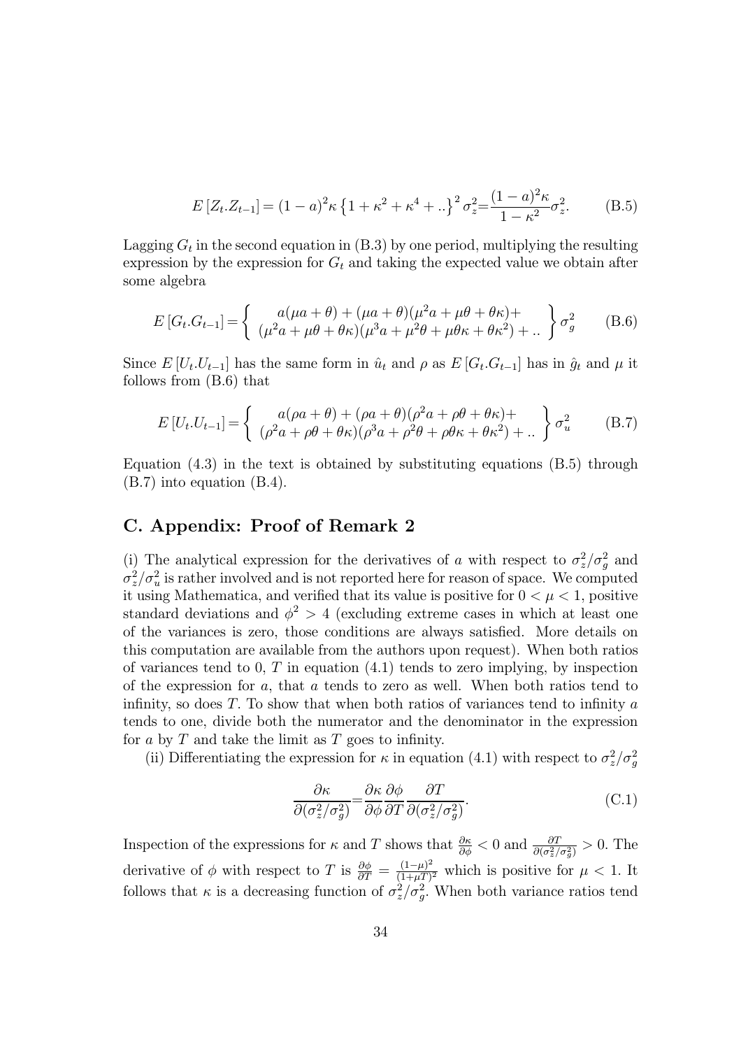$$E\left[Z_t.Z_{t-1}\right] = (1-a)^2\kappa\left\{1+\kappa^2+\kappa^4+..\right\}^2\sigma_z^2 = \frac{(1-a)^2\kappa}{1-\kappa^2}\sigma_z^2. \tag{B.5}$$

Lagging $G_t$ in the second equation in (B.3) by one period, multiplying the resulting expression by the expression for $G_t$ and taking the expected value we obtain after some algebra

$$E\left[G_t.G_{t-1}\right] = \left\{\begin{array}{c} a(\mu a+\theta)+(\mu a+\theta)(\mu^2 a+\mu\theta+\theta\kappa)+ \\ (\mu^2 a+\mu\theta+\theta\kappa)(\mu^3 a+\mu^2\theta+\mu\theta\kappa+\theta\kappa^2)+.. \end{array}\right\}\sigma_g^2 \tag{B.6}$$

Since $E\left[U_t.U_{t-1}\right]$ has the same form in $\hat{u}_t$ and $\rho$ as $E\left[G_t.G_{t-1}\right]$ has in $\hat{g}_t$ and $\mu$ it follows from (B.6) that

$$E\left[U_t.U_{t-1}\right] = \left\{\begin{array}{c} a(\rho a+\theta)+(\rho a+\theta)(\rho^2 a+\rho\theta+\theta\kappa)+ \\ (\rho^2 a+\rho\theta+\theta\kappa)(\rho^3 a+\rho^2\theta+\rho\theta\kappa+\theta\kappa^2)+.. \end{array}\right\}\sigma_u^2 \tag{B.7}$$

Equation (4.3) in the text is obtained by substituting equations (B.5) through (B.7) into equation (B.4).

## C. Appendix: Proof of Remark 2

(i) The analytical expression for the derivatives of $a$ with respect to $\sigma_z^2/\sigma_g^2$ and $\sigma_z^2/\sigma_u^2$ is rather involved and is not reported here for reason of space. We computed it using Mathematica, and verified that its value is positive for $0<\mu<1$, positive standard deviations and $\phi^2>4$ (excluding extreme cases in which at least one of the variances is zero, those conditions are always satisfied. More details on this computation are available from the authors upon request). When both ratios of variances tend to 0, $T$ in equation (4.1) tends to zero implying, by inspection of the expression for $a$, that $a$ tends to zero as well. When both ratios tend to infinity, so does $T$. To show that when both ratios of variances tend to infinity $a$ tends to one, divide both the numerator and the denominator in the expression for $a$ by $T$ and take the limit as $T$ goes to infinity.

(ii) Differentiating the expression for $\kappa$ in equation (4.1) with respect to $\sigma_z^2/\sigma_g^2$

$$\frac{\partial\kappa}{\partial(\sigma_z^2/\sigma_g^2)} = \frac{\partial\kappa}{\partial\phi}\frac{\partial\phi}{\partial T}\frac{\partial T}{\partial(\sigma_z^2/\sigma_g^2)}. \tag{C.1}$$

Inspection of the expressions for $\kappa$ and $T$ shows that $\frac{\partial\kappa}{\partial\phi}<0$ and $\frac{\partial T}{\partial(\sigma_z^2/\sigma_g^2)}>0$. The derivative of $\phi$ with respect to $T$ is $\frac{\partial\phi}{\partial T}=\frac{(1-\mu)^2}{(1+\mu T)^2}$ which is positive for $\mu<1$. It follows that $\kappa$ is a decreasing function of $\sigma_z^2/\sigma_g^2$. When both variance ratios tend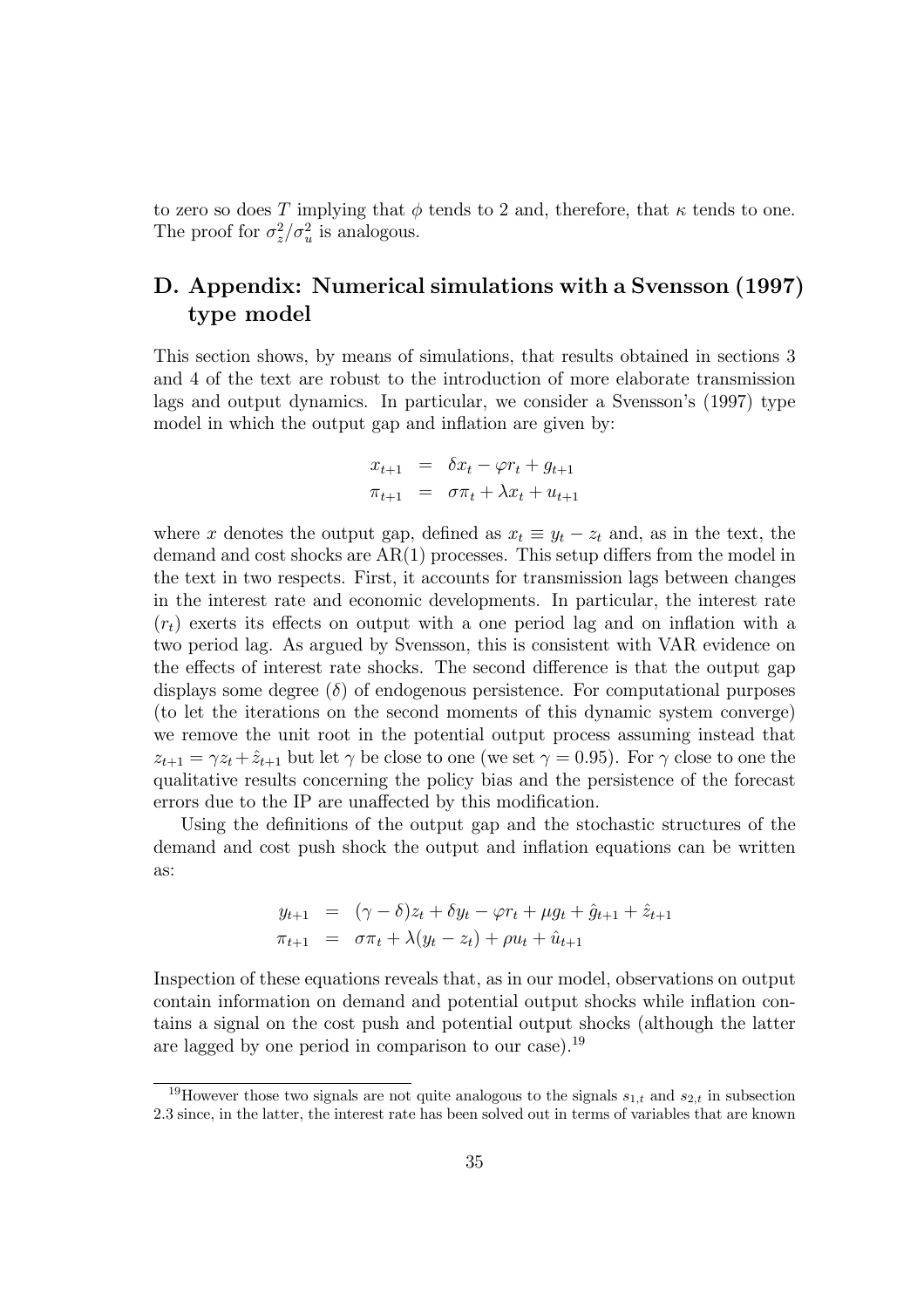to zero so does $T$ implying that $\phi$ tends to 2 and, therefore, that $\kappa$ tends to one. The proof for $\sigma_z^2/\sigma_u^2$ is analogous.

## D. Appendix: Numerical simulations with a Svensson (1997) type model

This section shows, by means of simulations, that results obtained in sections 3 and 4 of the text are robust to the introduction of more elaborate transmission lags and output dynamics. In particular, we consider a Svensson's (1997) type model in which the output gap and inflation are given by:

$$\begin{aligned} x_{t+1} &= \delta x_t - \varphi r_t + g_{t+1} \\ \pi_{t+1} &= \sigma \pi_t + \lambda x_t + u_{t+1} \end{aligned}$$

where $x$ denotes the output gap, defined as $x_t \equiv y_t - z_t$ and, as in the text, the demand and cost shocks are AR(1) processes. This setup differs from the model in the text in two respects. First, it accounts for transmission lags between changes in the interest rate and economic developments. In particular, the interest rate $(r_t)$ exerts its effects on output with a one period lag and on inflation with a two period lag. As argued by Svensson, this is consistent with VAR evidence on the effects of interest rate shocks. The second difference is that the output gap displays some degree $(\delta)$ of endogenous persistence. For computational purposes (to let the iterations on the second moments of this dynamic system converge) we remove the unit root in the potential output process assuming instead that $z_{t+1} = \gamma z_t + \hat{z}_{t+1}$ but let $\gamma$ be close to one (we set $\gamma = 0.95$). For $\gamma$ close to one the qualitative results concerning the policy bias and the persistence of the forecast errors due to the IP are unaffected by this modification.

Using the definitions of the output gap and the stochastic structures of the demand and cost push shock the output and inflation equations can be written as:

$$\begin{aligned} y_{t+1} &= (\gamma - \delta) z_t + \delta y_t - \varphi r_t + \mu g_t + \hat{g}_{t+1} + \hat{z}_{t+1} \\ \pi_{t+1} &= \sigma \pi_t + \lambda (y_t - z_t) + \rho u_t + \hat{u}_{t+1} \end{aligned}$$

Inspection of these equations reveals that, as in our model, observations on output contain information on demand and potential output shocks while inflation contains a signal on the cost push and potential output shocks (although the latter are lagged by one period in comparison to our case).[19]

[19] However those two signals are not quite analogous to the signals $s_{1,t}$ and $s_{2,t}$ in subsection 2.3 since, in the latter, the interest rate has been solved out in terms of variables that are known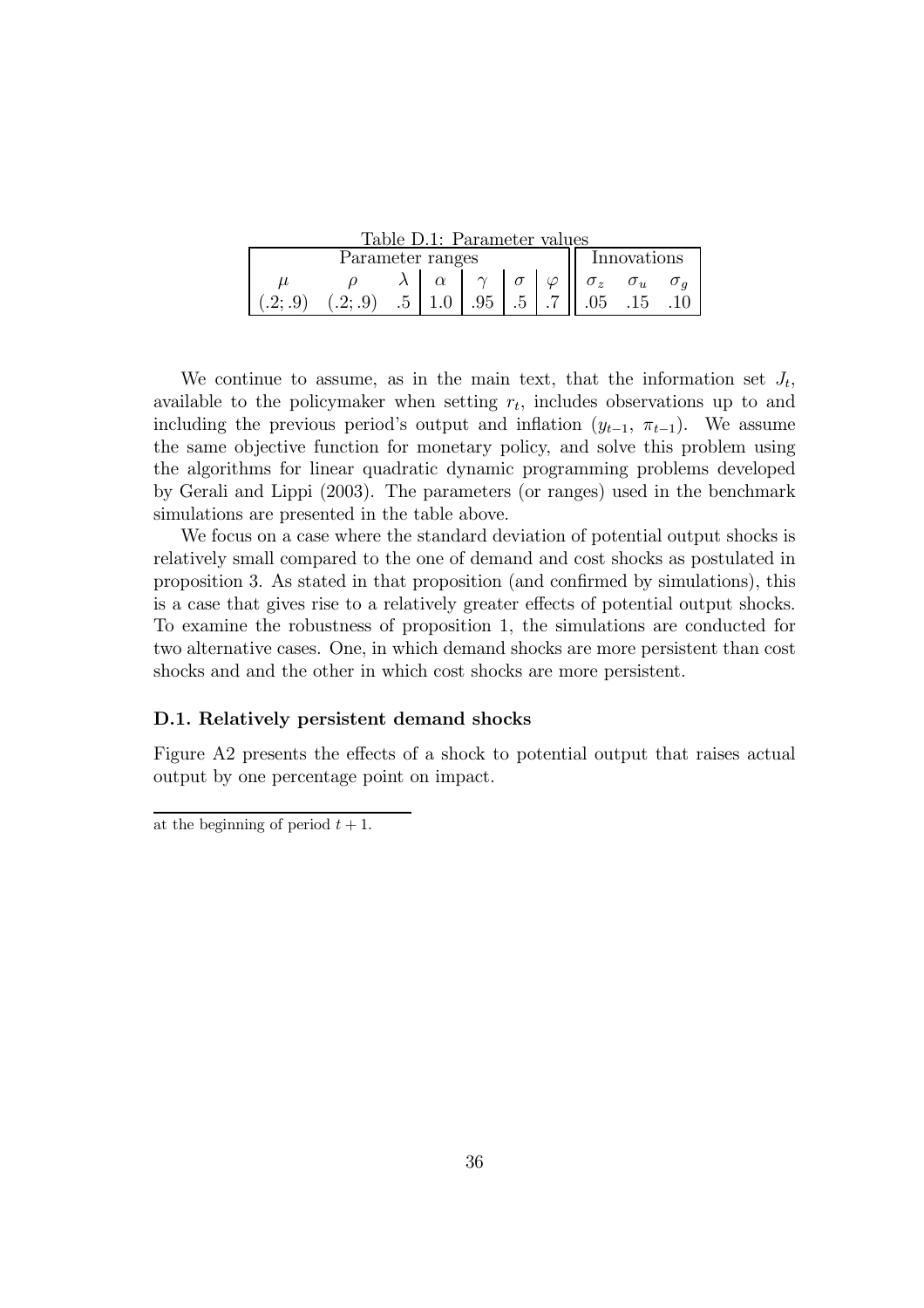Table D.1: Parameter values

| Parameter ranges | | | | | | | Innovations | | |
|---|---|---|---|---|---|---|---|---|---|
| $\mu$ | $\rho$ | $\lambda$ | $\alpha$ | $\gamma$ | $\sigma$ | $\varphi$ | $\sigma_z$ | $\sigma_u$ | $\sigma_g$ |
| $(.2;.9)$ | $(.2;.9)$ | .5 | 1.0 | .95 | .5 | .7 | .05 | .15 | .10 |

We continue to assume, as in the main text, that the information set $J_t$, available to the policymaker when setting $r_t$, includes observations up to and including the previous period's output and inflation ($y_{t-1}$, $\pi_{t-1}$). We assume the same objective function for monetary policy, and solve this problem using the algorithms for linear quadratic dynamic programming problems developed by Gerali and Lippi (2003). The parameters (or ranges) used in the benchmark simulations are presented in the table above.

We focus on a case where the standard deviation of potential output shocks is relatively small compared to the one of demand and cost shocks as postulated in proposition 3. As stated in that proposition (and confirmed by simulations), this is a case that gives rise to a relatively greater effects of potential output shocks. To examine the robustness of proposition 1, the simulations are conducted for two alternative cases. One, in which demand shocks are more persistent than cost shocks and and the other in which cost shocks are more persistent.

### D.1. Relatively persistent demand shocks

Figure A2 presents the effects of a shock to potential output that raises actual output by one percentage point on impact.

at the beginning of period $t+1$.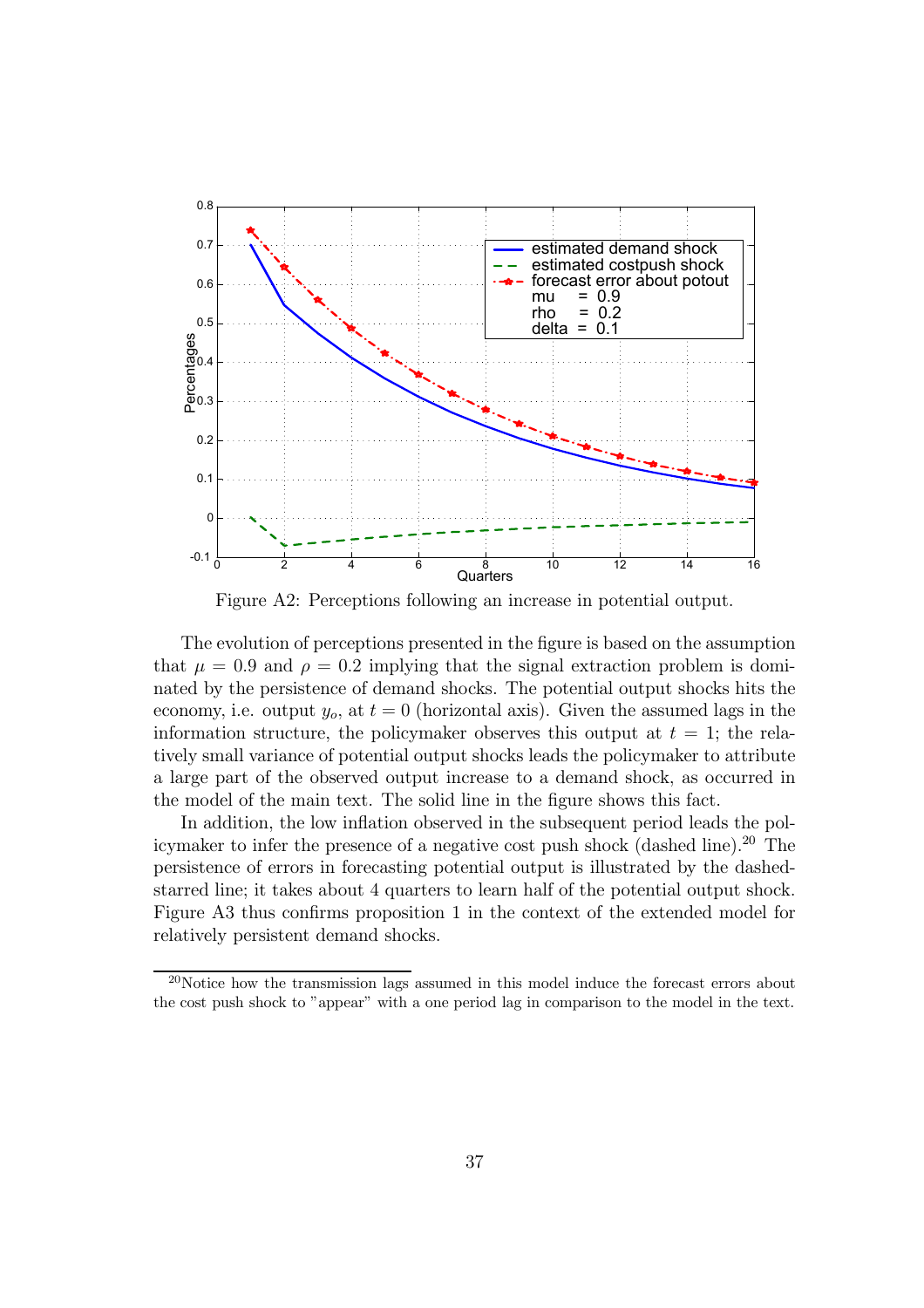Figure A2: Perceptions following an increase in potential output.

The evolution of perceptions presented in the figure is based on the assumption that $\mu = 0.9$ and $\rho = 0.2$ implying that the signal extraction problem is dominated by the persistence of demand shocks. The potential output shocks hits the economy, i.e. output $y_o$, at $t = 0$ (horizontal axis). Given the assumed lags in the information structure, the policymaker observes this output at $t = 1$; the relatively small variance of potential output shocks leads the policymaker to attribute a large part of the observed output increase to a demand shock, as occurred in the model of the main text. The solid line in the figure shows this fact.

In addition, the low inflation observed in the subsequent period leads the policymaker to infer the presence of a negative cost push shock (dashed line).[20] The persistence of errors in forecasting potential output is illustrated by the dashed-starred line; it takes about 4 quarters to learn half of the potential output shock. Figure A3 thus confirms proposition 1 in the context of the extended model for relatively persistent demand shocks.

[20] Notice how the transmission lags assumed in this model induce the forecast errors about the cost push shock to "appear" with a one period lag in comparison to the model in the text.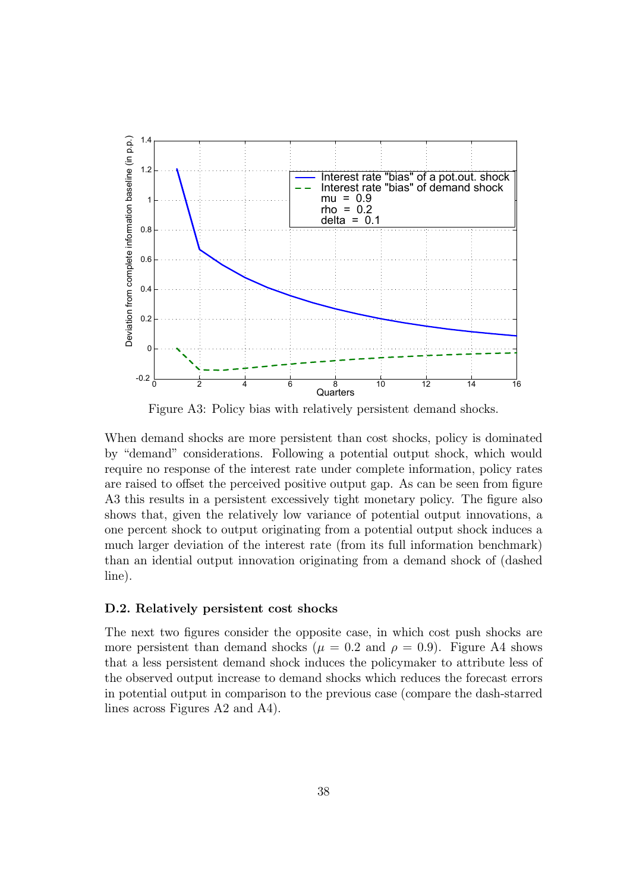Figure A3: Policy bias with relatively persistent demand shocks.

When demand shocks are more persistent than cost shocks, policy is dominated by "demand" considerations. Following a potential output shock, which would require no response of the interest rate under complete information, policy rates are raised to offset the perceived positive output gap. As can be seen from figure A3 this results in a persistent excessively tight monetary policy. The figure also shows that, given the relatively low variance of potential output innovations, a one percent shock to output originating from a potential output shock induces a much larger deviation of the interest rate (from its full information benchmark) than an idential output innovation originating from a demand shock of (dashed line).

### D.2. Relatively persistent cost shocks

The next two figures consider the opposite case, in which cost push shocks are more persistent than demand shocks ($\mu = 0.2$ and $\rho = 0.9$). Figure A4 shows that a less persistent demand shock induces the policymaker to attribute less of the observed output increase to demand shocks which reduces the forecast errors in potential output in comparison to the previous case (compare the dash-starred lines across Figures A2 and A4).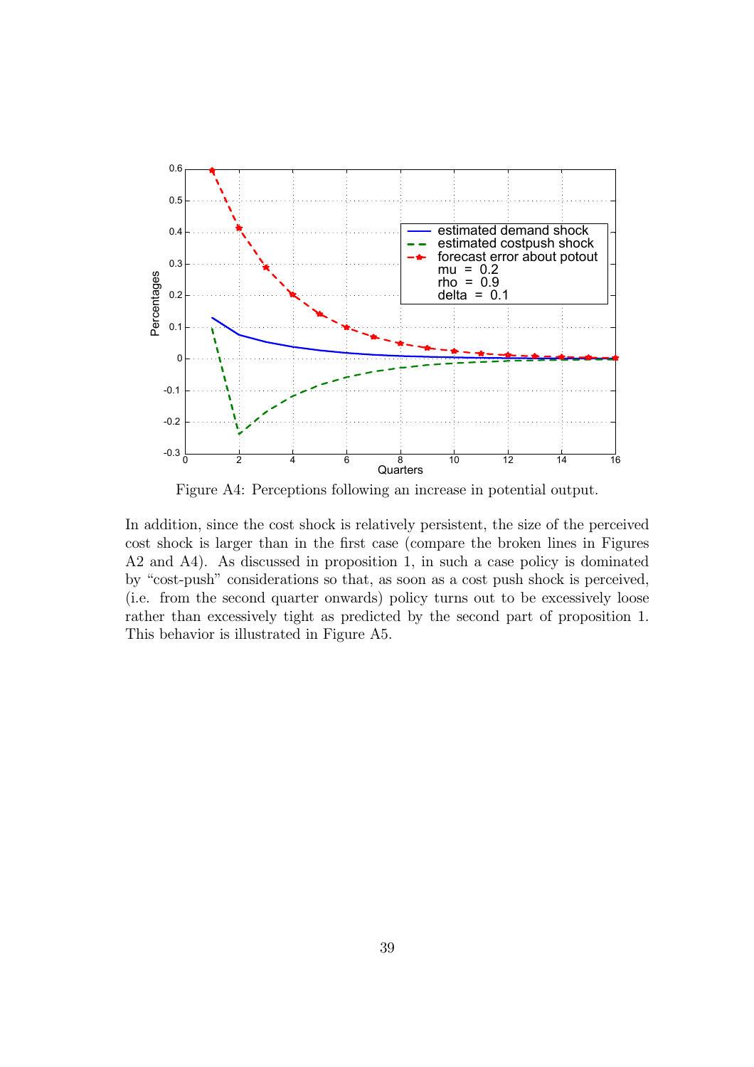Figure A4: Perceptions following an increase in potential output.

In addition, since the cost shock is relatively persistent, the size of the perceived cost shock is larger than in the first case (compare the broken lines in Figures A2 and A4). As discussed in proposition 1, in such a case policy is dominated by "cost-push" considerations so that, as soon as a cost push shock is perceived, (i.e. from the second quarter onwards) policy turns out to be excessively loose rather than excessively tight as predicted by the second part of proposition 1. This behavior is illustrated in Figure A5.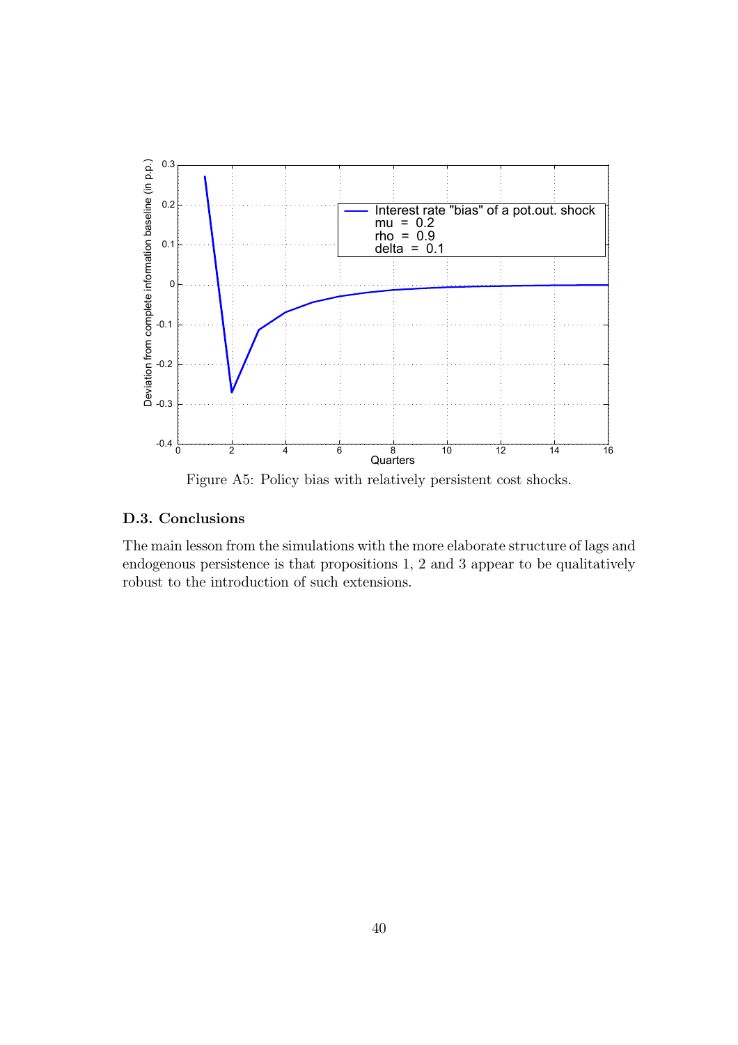Figure A5: Policy bias with relatively persistent cost shocks.

### D.3. Conclusions

The main lesson from the simulations with the more elaborate structure of lags and endogenous persistence is that propositions 1, 2 and 3 appear to be qualitatively robust to the introduction of such extensions.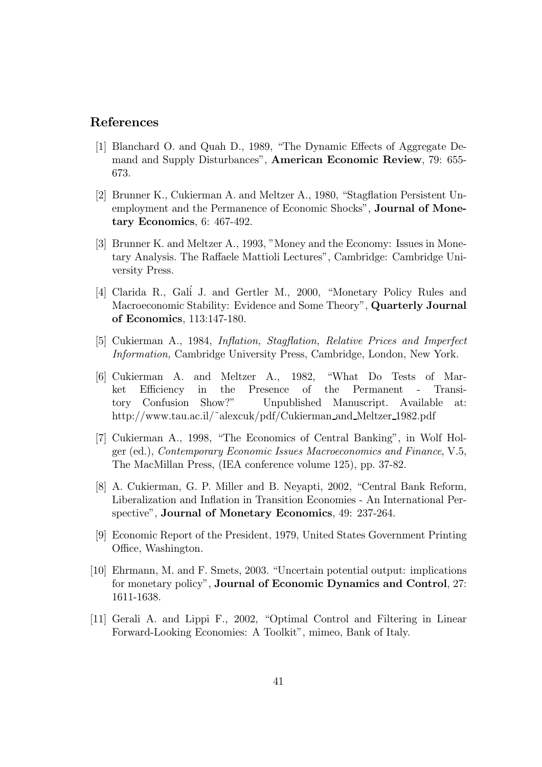## References

[1] Blanchard O. and Quah D., 1989, "The Dynamic Effects of Aggregate Demand and Supply Disturbances", **American Economic Review**, 79: 655-673.

[2] Brunner K., Cukierman A. and Meltzer A., 1980, "Stagflation Persistent Unemployment and the Permanence of Economic Shocks", **Journal of Monetary Economics**, 6: 467-492.

[3] Brunner K. and Meltzer A., 1993, "Money and the Economy: Issues in Monetary Analysis. The Raffaele Mattioli Lectures", Cambridge: Cambridge University Press.

[4] Clarida R., Galí J. and Gertler M., 2000, "Monetary Policy Rules and Macroeconomic Stability: Evidence and Some Theory", **Quarterly Journal of Economics**, 113:147-180.

[5] Cukierman A., 1984, *Inflation, Stagflation, Relative Prices and Imperfect Information,* Cambridge University Press, Cambridge, London, New York.

[6] Cukierman A. and Meltzer A., 1982, "What Do Tests of Market Efficiency in the Presence of the Permanent - Transitory Confusion Show?" Unpublished Manuscript. Available at: http://www.tau.ac.il/~alexcuk/pdf/Cukierman_and_Meltzer_1982.pdf

[7] Cukierman A., 1998, "The Economics of Central Banking", in Wolf Holger (ed.), *Contemporary Economic Issues Macroeconomics and Finance*, V.5, The MacMillan Press, (IEA conference volume 125), pp. 37-82.

[8] A. Cukierman, G. P. Miller and B. Neyapti, 2002, "Central Bank Reform, Liberalization and Inflation in Transition Economies - An International Perspective", **Journal of Monetary Economics**, 49: 237-264.

[9] Economic Report of the President, 1979, United States Government Printing Office, Washington.

[10] Ehrmann, M. and F. Smets, 2003. "Uncertain potential output: implications for monetary policy", **Journal of Economic Dynamics and Control**, 27: 1611-1638.

[11] Gerali A. and Lippi F., 2002, "Optimal Control and Filtering in Linear Forward-Looking Economies: A Toolkit", mimeo, Bank of Italy.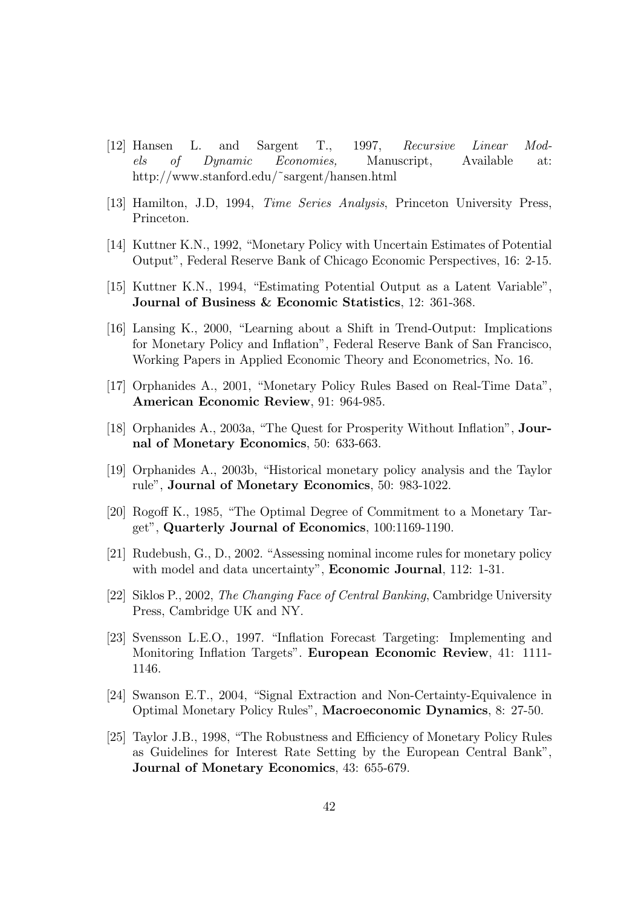[12] Hansen L. and Sargent T., 1997, *Recursive Linear Models of Dynamic Economies,* Manuscript, Available at: http://www.stanford.edu/˜sargent/hansen.html

[13] Hamilton, J.D, 1994, *Time Series Analysis*, Princeton University Press, Princeton.

[14] Kuttner K.N., 1992, "Monetary Policy with Uncertain Estimates of Potential Output", Federal Reserve Bank of Chicago Economic Perspectives, 16: 2-15.

[15] Kuttner K.N., 1994, "Estimating Potential Output as a Latent Variable", **Journal of Business & Economic Statistics**, 12: 361-368.

[16] Lansing K., 2000, "Learning about a Shift in Trend-Output: Implications for Monetary Policy and Inflation", Federal Reserve Bank of San Francisco, Working Papers in Applied Economic Theory and Econometrics, No. 16.

[17] Orphanides A., 2001, "Monetary Policy Rules Based on Real-Time Data", **American Economic Review**, 91: 964-985.

[18] Orphanides A., 2003a, "The Quest for Prosperity Without Inflation", **Journal of Monetary Economics**, 50: 633-663.

[19] Orphanides A., 2003b, "Historical monetary policy analysis and the Taylor rule", **Journal of Monetary Economics**, 50: 983-1022.

[20] Rogoff K., 1985, "The Optimal Degree of Commitment to a Monetary Target", **Quarterly Journal of Economics**, 100:1169-1190.

[21] Rudebush, G., D., 2002. "Assessing nominal income rules for monetary policy with model and data uncertainty", **Economic Journal**, 112: 1-31.

[22] Siklos P., 2002, *The Changing Face of Central Banking*, Cambridge University Press, Cambridge UK and NY.

[23] Svensson L.E.O., 1997. "Inflation Forecast Targeting: Implementing and Monitoring Inflation Targets". **European Economic Review**, 41: 1111-1146.

[24] Swanson E.T., 2004, "Signal Extraction and Non-Certainty-Equivalence in Optimal Monetary Policy Rules", **Macroeconomic Dynamics**, 8: 27-50.

[25] Taylor J.B., 1998, "The Robustness and Efficiency of Monetary Policy Rules as Guidelines for Interest Rate Setting by the European Central Bank", **Journal of Monetary Economics**, 43: 655-679.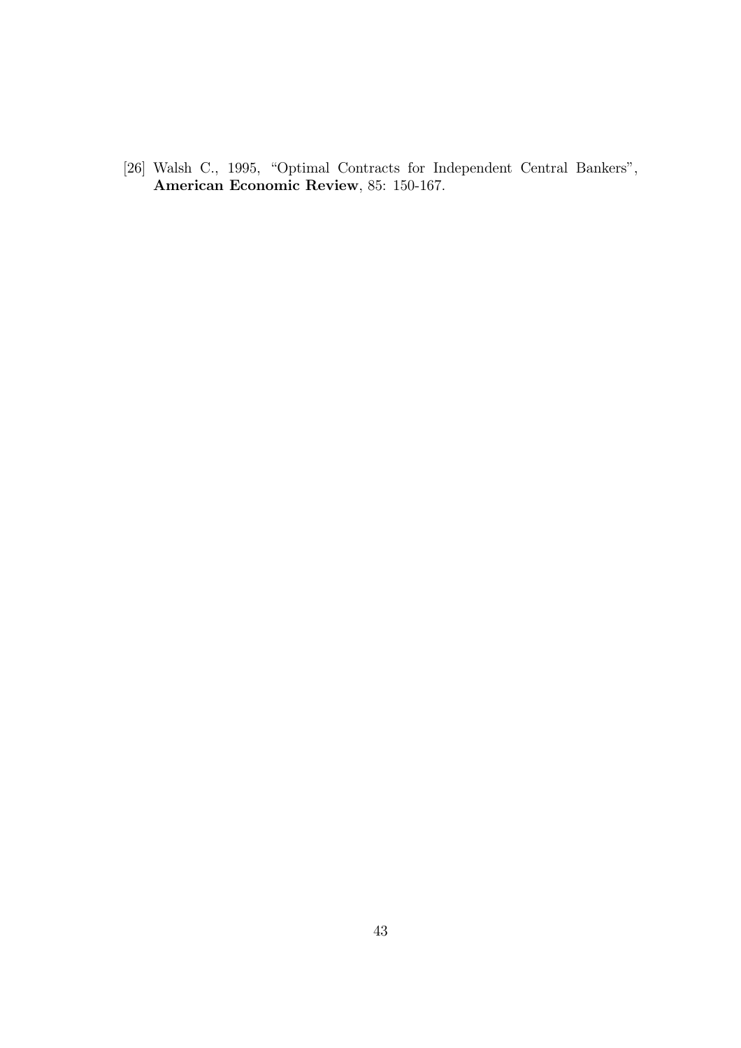[26] Walsh C., 1995, "Optimal Contracts for Independent Central Bankers", **American Economic Review**, 85: 150-167.